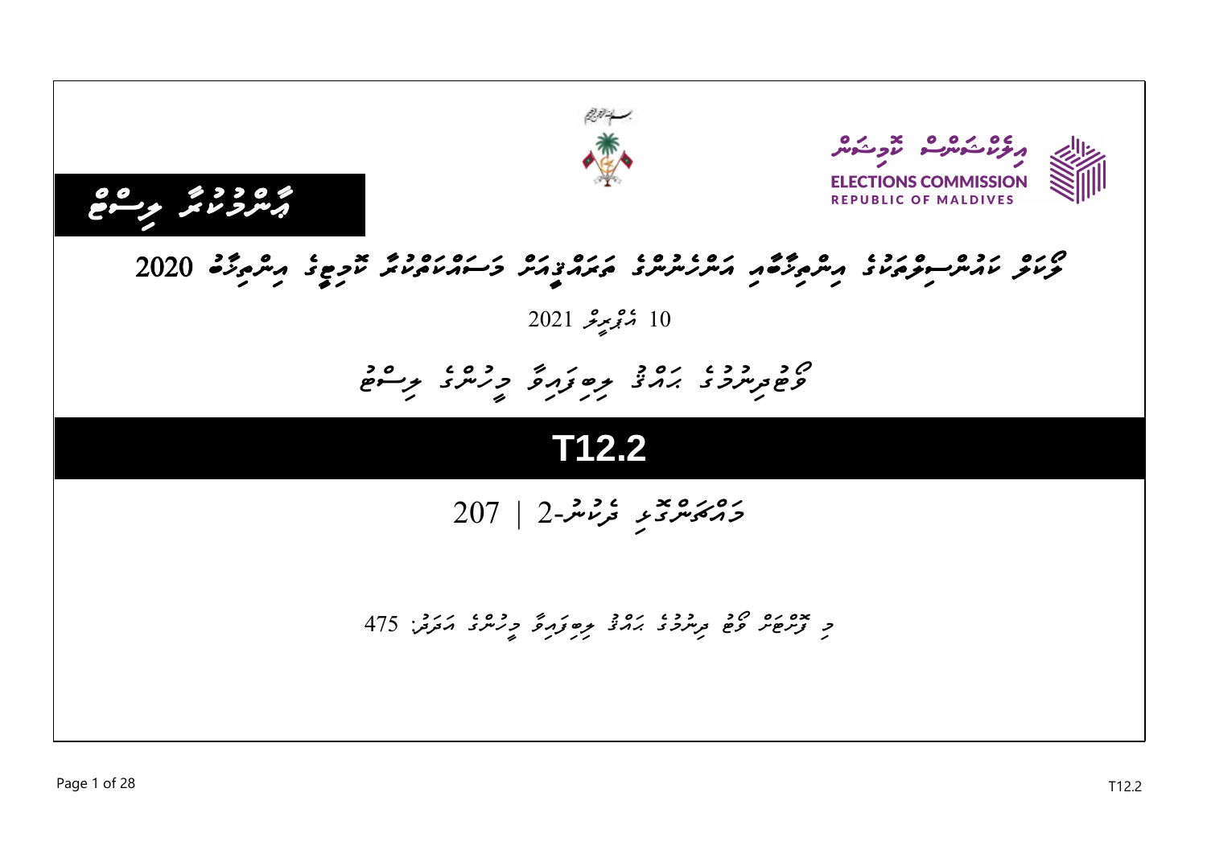# އާންމުކުރާ ލިސްޓު

އިލެކްޝަންސް ކޮމިޝަން
ELECTIONS COMMISSION
REPUBLIC OF MALDIVES

## ލޯކަލް ކައުންސިލްތަކުގެ އިންތިޚާބާއި އަންހެނުންގެ ތަރައްޤީއަށް މަސައްކަތްކުރާ ކޮމިޓީގެ އިންތިޚާބު 2020

10 އޭޕްރީލް 2021

## ވޯޓުދިނުމުގެ ހައްޤު ލިބިފައިވާ މީހުންގެ ލިސްޓު

# T12.2

## މައްޗަންގޮޅި ދެކުނު-2 | 207

މި ޒޯނަށް ވޯޓު ދިނުމުގެ ހައްޤު ލިބިފައިވާ މީހުންގެ އަދަދު: 475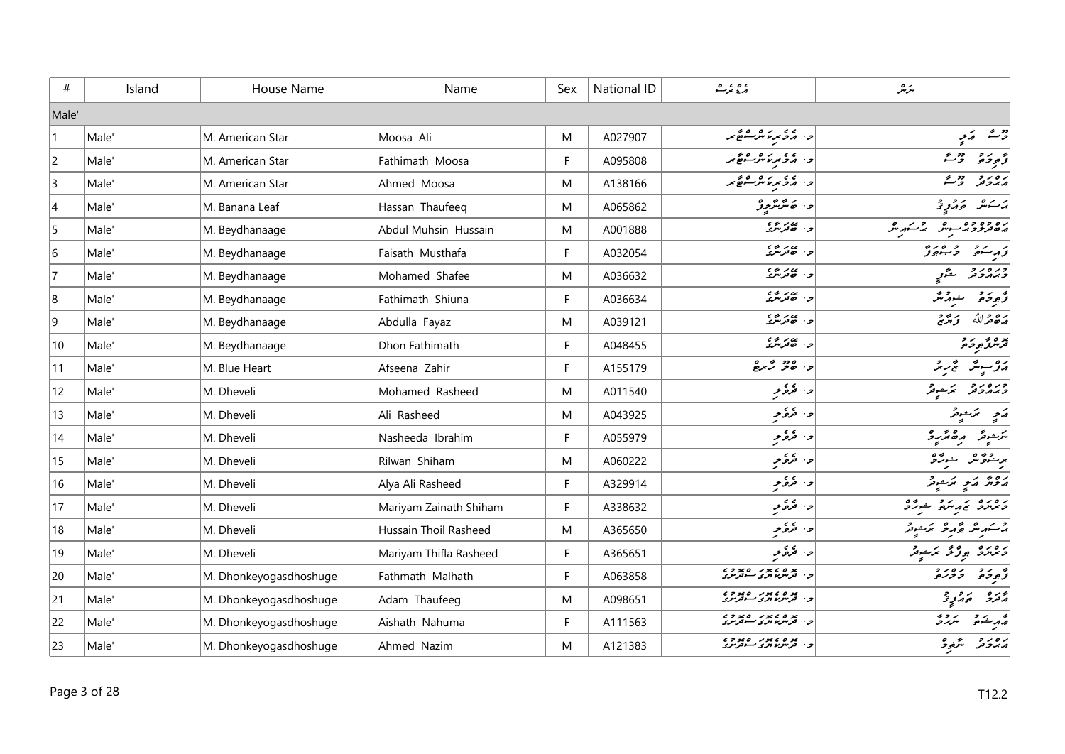| # | Island | House Name | Name | Sex | National ID | ދާއިރާ | ނަން |
|---|---|---|---|---|---|---|---|
| Male' | | | | | | | |
| 1 | Male' | M. American Star | Moosa Ali | M | A027907 | މ. އެމެރިކަންސްޓާރ | މޫސާ އަލި |
| 2 | Male' | M. American Star | Fathimath Moosa | F | A095808 | މ. އެމެރިކަންސްޓާރ | ފާތިމަތު މޫސާ |
| 3 | Male' | M. American Star | Ahmed Moosa | M | A138166 | މ. އެމެރިކަންސްޓާރ | އަހުމަދު މޫސާ |
| 4 | Male' | M. Banana Leaf | Hassan Thaufeeq | M | A065862 | މ. ބަނާނާލީފް | ޙަސަން ތައުފީޤު |
| 5 | Male' | M. Beydhanaage | Abdul Muhsin Hussain | M | A001888 | މ. ބޭދަނާގެ | އަބްދުލްމުހުސިން ޙުސައިން |
| 6 | Male' | M. Beydhanaage | Faisath Musthafa | F | A032054 | މ. ބޭދަނާގެ | ފައިސަތު މުސްތަފާ |
| 7 | Male' | M. Beydhanaage | Mohamed Shafee | M | A036632 | މ. ބޭދަނާގެ | މުޙައްމަދު ޝާފީ |
| 8 | Male' | M. Beydhanaage | Fathimath Shiuna | F | A036634 | މ. ބޭދަނާގެ | ފާތިމަތު ޝިއުނާ |
| 9 | Male' | M. Beydhanaage | Abdulla Fayaz | M | A039121 | މ. ބޭދަނާގެ | އަބްދުﷲ ފައްޔާޒު |
| 10 | Male' | M. Beydhanaage | Dhon Fathimath | F | A048455 | މ. ބޭދަނާގެ | ދޮންފާތިމަތު |
| 11 | Male' | M. Blue Heart | Afseena Zahir | F | A155179 | މ. ބްލޫ ހާޓް | އަފްސީނާ ޒާހިރު |
| 12 | Male' | M. Dheveli | Mohamed Rasheed | M | A011540 | މ. ދެވެލި | މުޙައްމަދު ރަޝީދު |
| 13 | Male' | M. Dheveli | Ali Rasheed | M | A043925 | މ. ދެވެލި | އަލި ރަޝީދު |
| 14 | Male' | M. Dheveli | Nasheeda Ibrahim | F | A055979 | މ. ދެވެލި | ނަޝީދާ އިބްރާހީމް |
| 15 | Male' | M. Dheveli | Rilwan Shiham | M | A060222 | މ. ދެވެލި | ރިލްވާން ޝިހާމް |
| 16 | Male' | M. Dheveli | Alya Ali Rasheed | F | A329914 | މ. ދެވެލި | އަލްޔާ އަލި ރަޝީދު |
| 17 | Male' | M. Dheveli | Mariyam Zainath Shiham | F | A338632 | މ. ދެވެލި | މަރިޔަމް ޒައިނަތު ޝިހާމް |
| 18 | Male' | M. Dheveli | Hussain Thoil Rasheed | M | A365650 | މ. ދެވެލި | ޙުސައިން ތޯއިލް ރަޝީދު |
| 19 | Male' | M. Dheveli | Mariyam Thifla Rasheed | F | A365651 | މ. ދެވެލި | މަރިޔަމް ތިފްލާ ރަޝީދު |
| 20 | Male' | M. Dhonkeyogasdhoshuge | Fathmath Malhath | F | A063858 | މ. ދޮންކެޔޮގަސްދޮށުގެ | ފާތިމަތު މަލްހަތު |
| 21 | Male' | M. Dhonkeyogasdhoshuge | Adam Thaufeeg | M | A098651 | މ. ދޮންކެޔޮގަސްދޮށުގެ | އާދަމް ތައުފީޤު |
| 22 | Male' | M. Dhonkeyogasdhoshuge | Aishath Nahuma | F | A111563 | މ. ދޮންކެޔޮގަސްދޮށުގެ | އައިޝަތު ނަހުމާ |
| 23 | Male' | M. Dhonkeyogasdhoshuge | Ahmed Nazim | M | A121383 | މ. ދޮންކެޔޮގަސްދޮށުގެ | އަހުމަދު ނާޒިމް |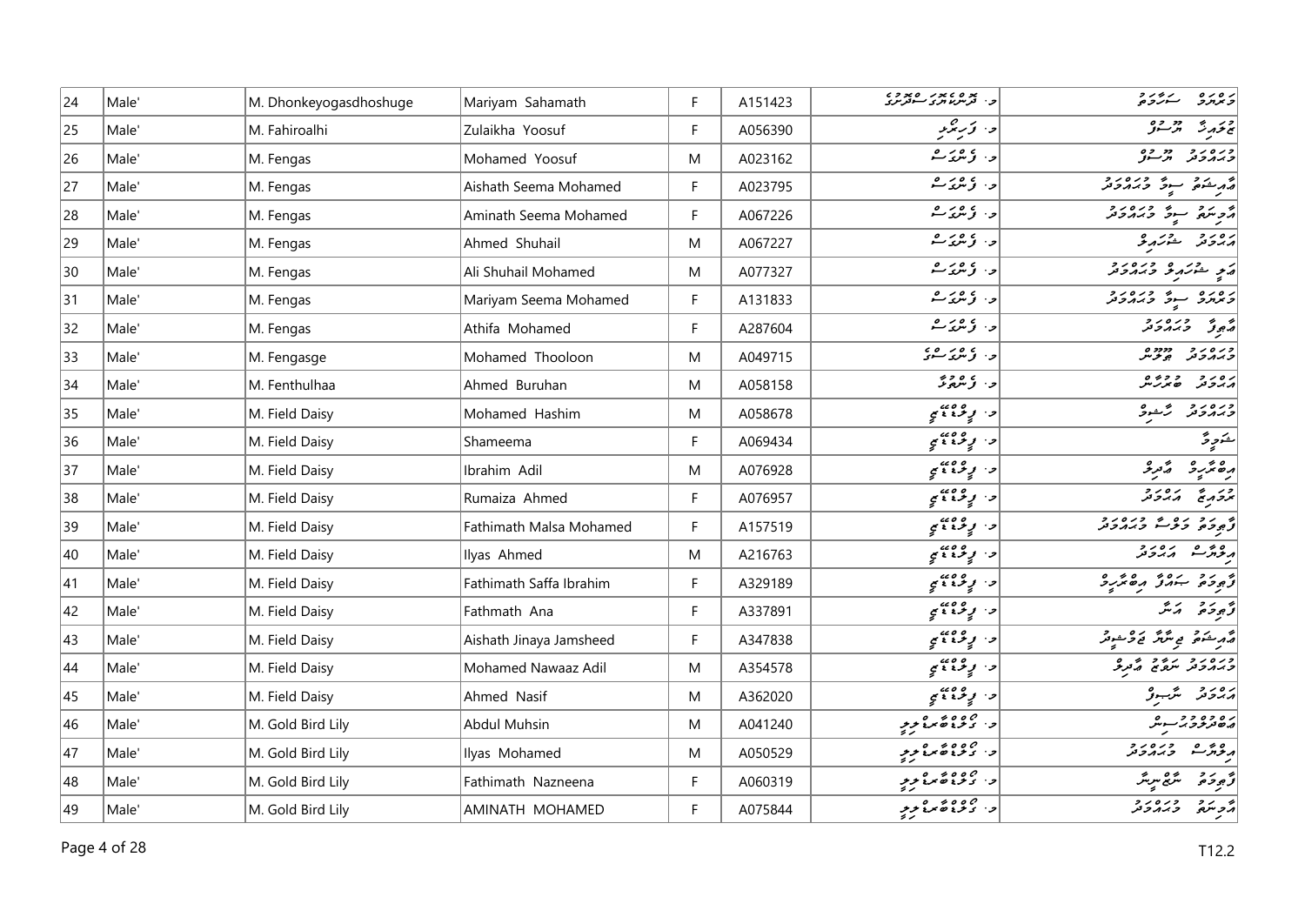| 24 | Male' | M. Dhonkeyogasdhoshuge | Mariyam Sahamath | F | A151423 | މ. ދޮންކެޔޮގަސްދޮށުގެ | މަރިޔަމް ސަހަމަތު |
|---|---|---|---|---|---|---|---|
| 25 | Male' | M. Fahiroalhi | Zulaikha Yoosuf | F | A056390 | މ. ފަހިރޯޅި | ޒުލައިޚާ ޔޫސުފް |
| 26 | Male' | M. Fengas | Mohamed Yoosuf | M | A023162 | މ. ފެންގަސް | މުހައްމަދު ޔޫސުފް |
| 27 | Male' | M. Fengas | Aishath Seema Mohamed | F | A023795 | މ. ފެންގަސް | އައިޝަތު ސީމާ މުހައްމަދު |
| 28 | Male' | M. Fengas | Aminath Seema Mohamed | F | A067226 | މ. ފެންގަސް | އާމިނަތު ސީމާ މުހައްމަދު |
| 29 | Male' | M. Fengas | Ahmed Shuhail | M | A067227 | މ. ފެންގަސް | އަހުމަދު ޝުހައިލް |
| 30 | Male' | M. Fengas | Ali Shuhail Mohamed | M | A077327 | މ. ފެންގަސް | އަލީ ޝުހައިލް މުހައްމަދު |
| 31 | Male' | M. Fengas | Mariyam Seema Mohamed | F | A131833 | މ. ފެންގަސް | މަރިޔަމް ސީމާ މުހައްމަދު |
| 32 | Male' | M. Fengas | Athifa Mohamed | F | A287604 | މ. ފެންގަސް | އާތިފާ މުހައްމަދު |
| 33 | Male' | M. Fengasge | Mohamed Thooloon | M | A049715 | މ. ފެންގަސްގެ | މުހައްމަދު ތޫލޫން |
| 34 | Male' | M. Fenthulhaa | Ahmed Buruhan | M | A058158 | މ. ފެންތުޅާ | އަހުމަދު ބުރުހާން |
| 35 | Male' | M. Field Daisy | Mohamed Hashim | M | A058678 | މ. ފީލްޑްޑޭޒީ | މުހައްމަދު ހާޝިމް |
| 36 | Male' | M. Field Daisy | Shameema | F | A069434 | މ. ފީލްޑްޑޭޒީ | ޝަމީމާ |
| 37 | Male' | M. Field Daisy | Ibrahim Adil | M | A076928 | މ. ފީލްޑްޑޭޒީ | އިބްރާހީމް އާދިލް |
| 38 | Male' | M. Field Daisy | Rumaiza Ahmed | F | A076957 | މ. ފީލްޑްޑޭޒީ | ރުމައިޒާ އަހުމަދު |
| 39 | Male' | M. Field Daisy | Fathimath Malsa Mohamed | F | A157519 | މ. ފީލްޑްޑޭޒީ | ފާތިމަތު މަލްސާ މުހައްމަދު |
| 40 | Male' | M. Field Daisy | Ilyas Ahmed | M | A216763 | މ. ފީލްޑްޑޭޒީ | އިލްޔާސް އަހުމަދު |
| 41 | Male' | M. Field Daisy | Fathimath Saffa Ibrahim | F | A329189 | މ. ފީލްޑްޑޭޒީ | ފާތިމަތު ސައްފާ އިބްރާހީމް |
| 42 | Male' | M. Field Daisy | Fathmath Ana | F | A337891 | މ. ފީލްޑްޑޭޒީ | ފާތިމަތު އަނާ |
| 43 | Male' | M. Field Daisy | Aishath Jinaya Jamsheed | F | A347838 | މ. ފީލްޑްޑޭޒީ | އައިޝަތު ޖިނާޔާ ޖަމްޝީދު |
| 44 | Male' | M. Field Daisy | Mohamed Nawaaz Adil | M | A354578 | މ. ފީލްޑްޑޭޒީ | މުހައްމަދު ނަވާޒް އާދިލް |
| 45 | Male' | M. Field Daisy | Ahmed Nasif | M | A362020 | މ. ފީލްޑްޑޭޒީ | އަހުމަދު ނާސިފް |
| 46 | Male' | M. Gold Bird Lily | Abdul Muhsin | M | A041240 | މ. ގޯލްޑްބާޑްލިލީ | އަބްދުލްމުޙްސިން |
| 47 | Male' | M. Gold Bird Lily | Ilyas Mohamed | M | A050529 | މ. ގޯލްޑްބާޑްލިލީ | އިލްޔާސް މުހައްމަދު |
| 48 | Male' | M. Gold Bird Lily | Fathimath Nazneena | F | A060319 | މ. ގޯލްޑްބާޑްލިލީ | ފާތިމަތު ނާޒްނީނާ |
| 49 | Male' | M. Gold Bird Lily | AMINATH MOHAMED | F | A075844 | މ. ގޯލްޑްބާޑްލިލީ | އާމިނަތު މުހައްމަދު |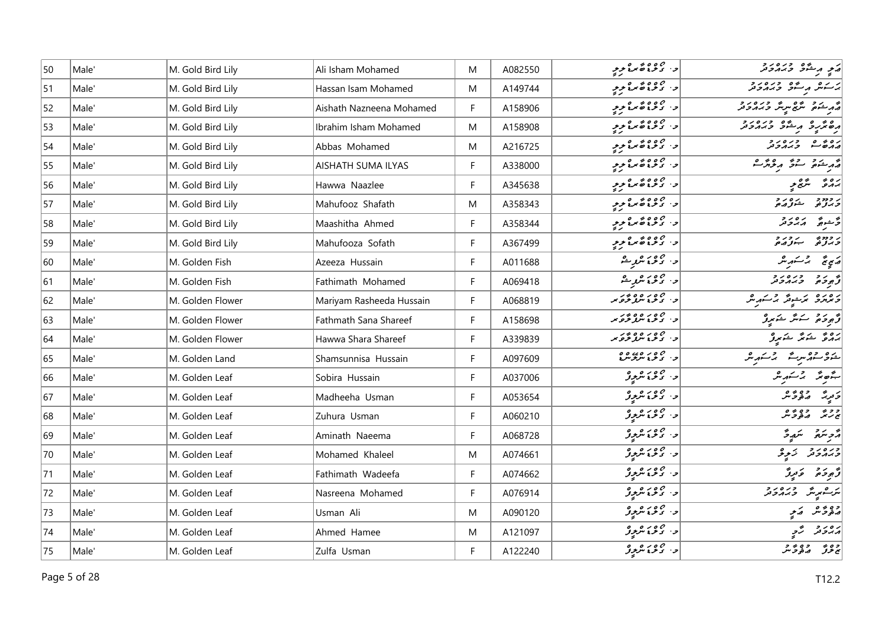| 50 | Male' | M. Gold Bird Lily | Ali Isham Mohamed | M | A082550 | މ. ގޯލްޑްބާޑްލިލީ | އަލި އިޝާމް މުހައްމަދު |
|---|---|---|---|---|---|---|---|
| 51 | Male' | M. Gold Bird Lily | Hassan Isam Mohamed | M | A149744 | މ. ގޯލްޑްބާޑްލިލީ | ހަސަން އިސާމް މުހައްމަދު |
| 52 | Male' | M. Gold Bird Lily | Aishath Nazneena Mohamed | F | A158906 | މ. ގޯލްޑްބާޑްލިލީ | އައިޝަތު ނަޒްނީނާ މުހައްމަދު |
| 53 | Male' | M. Gold Bird Lily | Ibrahim Isham Mohamed | M | A158908 | މ. ގޯލްޑްބާޑްލިލީ | އިބްރާހީމް އިޝާމް މުހައްމަދު |
| 54 | Male' | M. Gold Bird Lily | Abbas Mohamed | M | A216725 | މ. ގޯލްޑްބާޑްލިލީ | އައްބާސް މުހައްމަދު |
| 55 | Male' | M. Gold Bird Lily | AISHATH SUMA ILYAS | F | A338000 | މ. ގޯލްޑްބާޑްލިލީ | އައިޝަތު ސުމާ އިލްޔާސް |
| 56 | Male' | M. Gold Bird Lily | Hawwa Naazlee | F | A345638 | މ. ގޯލްޑްބާޑްލިލީ | ހައްވާ ނާޒްލީ |
| 57 | Male' | M. Gold Bird Lily | Mahufooz Shafath | M | A358343 | މ. ގޯލްޑްބާޑްލިލީ | މަހުފޫޒު ޝަފާއަތު |
| 58 | Male' | M. Gold Bird Lily | Maashitha Ahmed | F | A358344 | މ. ގޯލްޑްބާޑްލިލީ | މާޝިތާ އަހުމަދު |
| 59 | Male' | M. Gold Bird Lily | Mahufooza Sofath | F | A367499 | މ. ގޯލްޑްބާޑްލިލީ | މަހުފޫޒާ ޞަފާއަތު |
| 60 | Male' | M. Golden Fish | Azeeza Hussain | F | A011688 | މ. ގޯލްޑަންފިޝް | އަޒީޒާ ހުސައިން |
| 61 | Male' | M. Golden Fish | Fathimath Mohamed | F | A069418 | މ. ގޯލްޑަންފިޝް | ފާތިމަތު މުހައްމަދު |
| 62 | Male' | M. Golden Flower | Mariyam Rasheeda Hussain | F | A068819 | މ. ގޯލްޑަންފްލަވަރ | މަރިޔަމް ރަޝީދާ ހުސައިން |
| 63 | Male' | M. Golden Flower | Fathmath Sana Shareef | F | A158698 | މ. ގޯލްޑަންފްލަވަރ | ފާތިމަތު ސަނާ ޝަރީފް |
| 64 | Male' | M. Golden Flower | Hawwa Shara Shareef | F | A339839 | މ. ގޯލްޑަންފްލަވަރ | ހައްވާ ޝަރާ ޝަރީފް |
| 65 | Male' | M. Golden Land | Shamsunnisa Hussain | F | A097609 | މ. ގޯލްޑަންލޭންޑް | ޝަމްސުންނިސާ ހުސައިން |
| 66 | Male' | M. Golden Leaf | Sobira Hussain | F | A037006 | މ. ގޯލްޑަންލީފް | ޞާބިރާ ހުސައިން |
| 67 | Male' | M. Golden Leaf | Madheeha Usman | F | A053654 | މ. ގޯލްޑަންލީފް | މަދީހާ އުޘްމާން |
| 68 | Male' | M. Golden Leaf | Zuhura Usman | F | A060210 | މ. ގޯލްޑަންލީފް | ޒުހުރާ އުޘްމާން |
| 69 | Male' | M. Golden Leaf | Aminath Naeema | F | A068728 | މ. ގޯލްޑަންލީފް | އާމިނަތު ނަޢީމާ |
| 70 | Male' | M. Golden Leaf | Mohamed Khaleel | M | A074661 | މ. ގޯލްޑަންލީފް | މުހައްމަދު ޚަލީލް |
| 71 | Male' | M. Golden Leaf | Fathimath Wadeefa | F | A074662 | މ. ގޯލްޑަންލީފް | ފާތިމަތު ވަދީފާ |
| 72 | Male' | M. Golden Leaf | Nasreena Mohamed | F | A076914 | މ. ގޯލްޑަންލީފް | ނަސްރީނާ މުހައްމަދު |
| 73 | Male' | M. Golden Leaf | Usman Ali | M | A090120 | މ. ގޯލްޑަންލީފް | އުޘްމާން އަލި |
| 74 | Male' | M. Golden Leaf | Ahmed Hamee | M | A121097 | މ. ގޯލްޑަންލީފް | އަހުމަދު ހާމީ |
| 75 | Male' | M. Golden Leaf | Zulfa Usman | F | A122240 | މ. ގޯލްޑަންލީފް | ޒުލްފާ އުޘްމާން |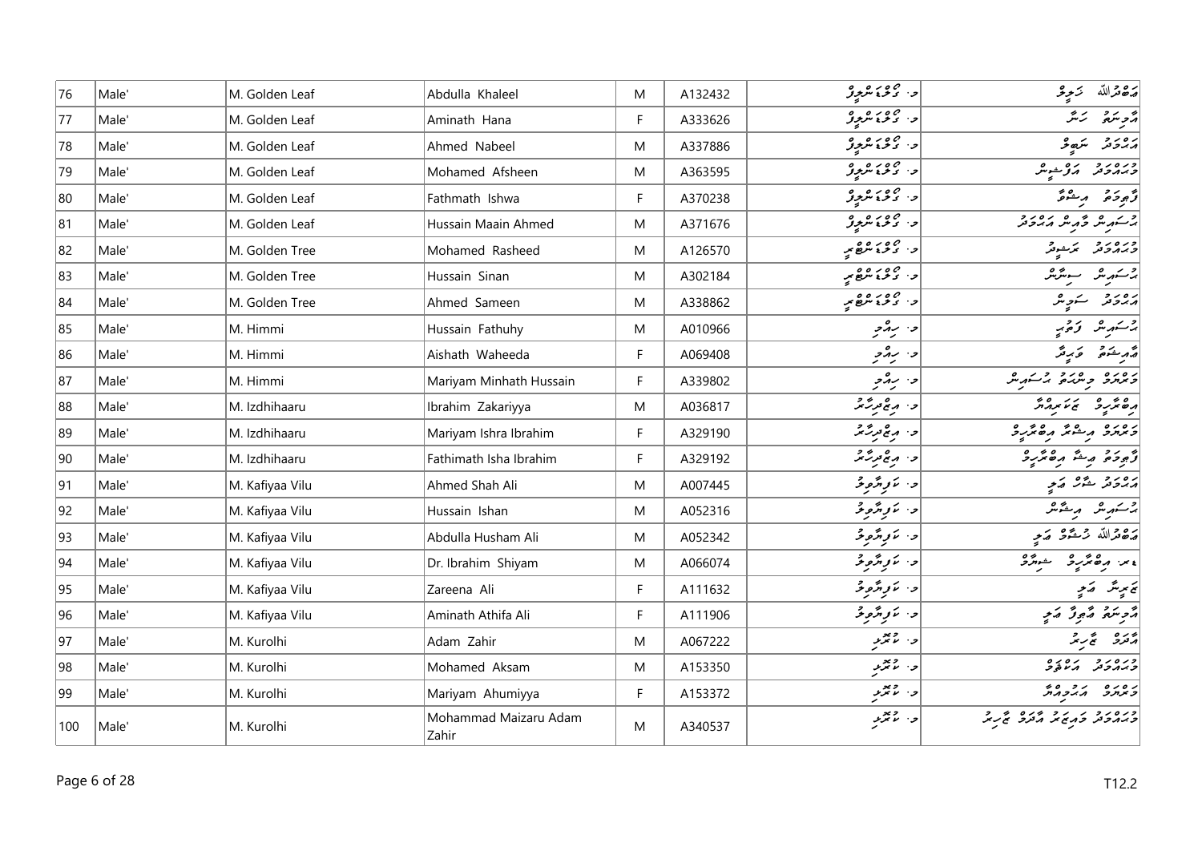| 76 | Male' | M. Golden Leaf | Abdulla Khaleel | M | A132432 | މ. ގޯލްޑަންލީފު | އަބްދުﷲ ޚަލީލް |
|---|---|---|---|---|---|---|---|
| 77 | Male' | M. Golden Leaf | Aminath Hana | F | A333626 | މ. ގޯލްޑަންލީފު | އާމިނަތު ހަނާ |
| 78 | Male' | M. Golden Leaf | Ahmed Nabeel | M | A337886 | މ. ގޯލްޑަންލީފު | އަހްމަދު ނަބީލް |
| 79 | Male' | M. Golden Leaf | Mohamed Afsheen | M | A363595 | މ. ގޯލްޑަންލީފު | މުހައްމަދު އަފްޝީން |
| 80 | Male' | M. Golden Leaf | Fathmath Ishwa | F | A370238 | މ. ގޯލްޑަންލީފު | ފާތިމަތު އިޝްވާ |
| 81 | Male' | M. Golden Leaf | Hussain Maain Ahmed | M | A371676 | މ. ގޯލްޑަންލީފު | ހުސައިން މާއިން އަހުމަދު |
| 82 | Male' | M. Golden Tree | Mohamed Rasheed | M | A126570 | މ. ގޯލްޑަންޓްރީ | މުހައްމަދު ރަޝީދު |
| 83 | Male' | M. Golden Tree | Hussain Sinan | M | A302184 | މ. ގޯލްޑަންޓްރީ | ހުސައިން ސިނާން |
| 84 | Male' | M. Golden Tree | Ahmed Sameen | M | A338862 | މ. ގޯލްޑަންޓްރީ | އަހްމަދު ސަމީން |
| 85 | Male' | M. Himmi | Hussain Fathuhy | M | A010966 | މ. ހިއްމި | ހުސައިން ފަތުހީ |
| 86 | Male' | M. Himmi | Aishath Waheeda | F | A069408 | މ. ހިއްމި | އައިޝަތު ވަހީދާ |
| 87 | Male' | M. Himmi | Mariyam Minhath Hussain | F | A339802 | މ. ހިއްމި | މަރިޔަމް މިންހަތު ހުސައިން |
| 88 | Male' | M. Izdhihaaru | Ibrahim Zakariyya | M | A036817 | މ. އިޒްދިހާރު | އިބްރާހީމް ޒަކަރިއްޔާ |
| 89 | Male' | M. Izdhihaaru | Mariyam Ishra Ibrahim | F | A329190 | މ. އިޒްދިހާރު | މަރިޔަމް އިޝްރާ އިބްރާހީމް |
| 90 | Male' | M. Izdhihaaru | Fathimath Isha Ibrahim | F | A329192 | މ. އިޒްދިހާރު | ފާތިމަތު އީޝާ އިބްރާހީމް |
| 91 | Male' | M. Kafiyaa Vilu | Ahmed Shah Ali | M | A007445 | މ. ކަފިޔާވިލު | އަހްމަދު ޝާހް އަލި |
| 92 | Male' | M. Kafiyaa Vilu | Hussain Ishan | M | A052316 | މ. ކަފިޔާވިލު | ހުސައިން އިޝާން |
| 93 | Male' | M. Kafiyaa Vilu | Abdulla Husham Ali | M | A052342 | މ. ކަފިޔާވިލު | އަބްދުﷲ ހުށާމް އަލި |
| 94 | Male' | M. Kafiyaa Vilu | Dr. Ibrahim Shiyam | M | A066074 | މ. ކަފިޔާވިލު | ޑރ. އިބްރާހީމް ޝިޔާމް |
| 95 | Male' | M. Kafiyaa Vilu | Zareena Ali | F | A111632 | މ. ކަފިޔާވިލު | ޒަރީނާ އަލި |
| 96 | Male' | M. Kafiyaa Vilu | Aminath Athifa Ali | F | A111906 | މ. ކަފިޔާވިލު | އާމިނަތު އާތިފާ އަލި |
| 97 | Male' | M. Kurolhi | Adam Zahir | M | A067222 | މ. ކުރޮޅި | އާދަމް ޒާހިރު |
| 98 | Male' | M. Kurolhi | Mohamed Aksam | M | A153350 | މ. ކުރޮޅި | މުހައްމަދު އަކްސަމް |
| 99 | Male' | M. Kurolhi | Mariyam Ahumiyya | F | A153372 | މ. ކުރޮޅި | މަރިޔަމް އަހުމިއްޔާ |
| 100 | Male' | M. Kurolhi | Mohammad Maizaru Adam Zahir | M | A340537 | މ. ކުރޮޅި | މުހައްމަދު މައިޒަރު އާދަމް ޒާހިރު |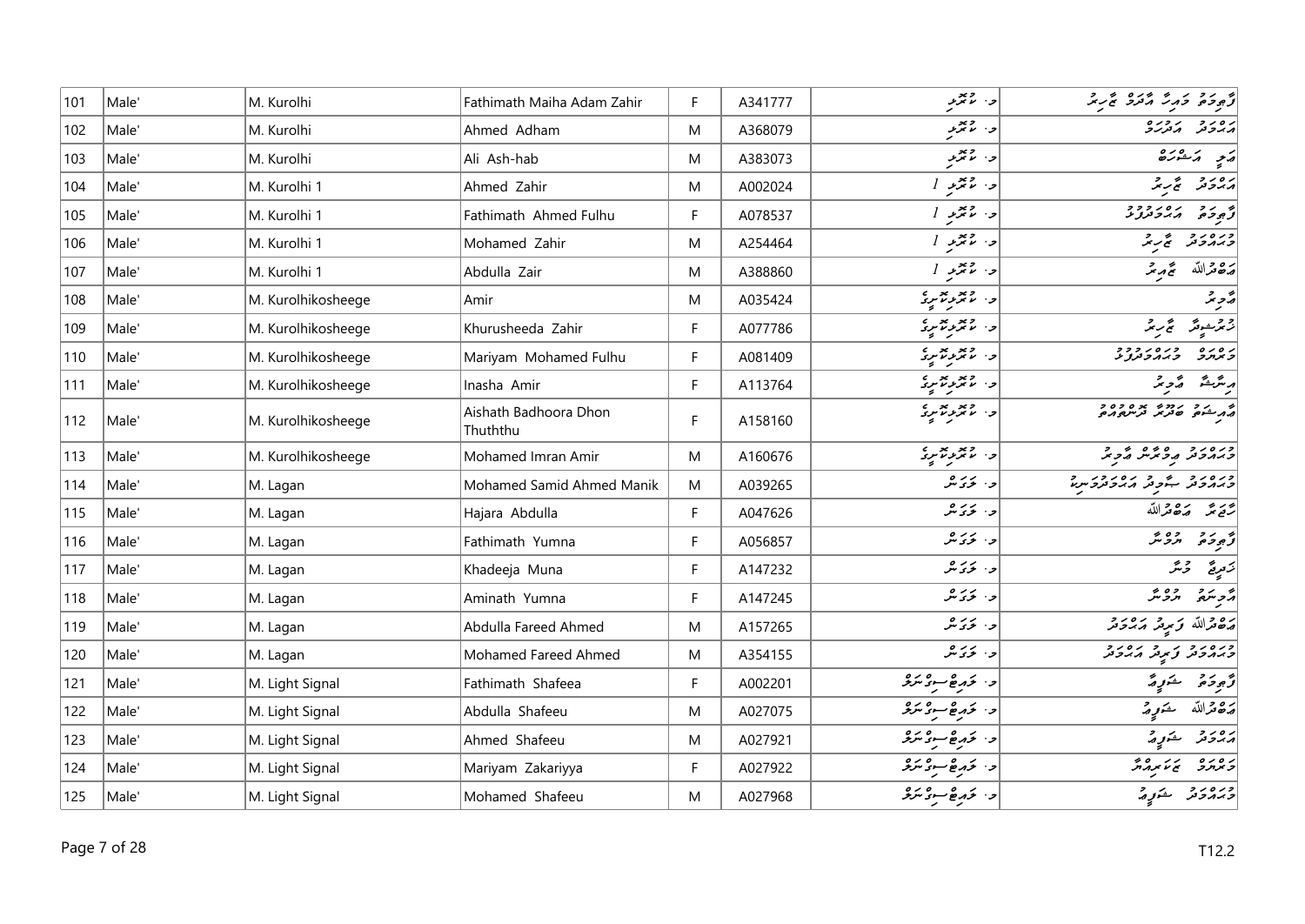| 101 | Male' | M. Kurolhi | Fathimath Maiha Adam Zahir | F | A341777 | މ. ކުރޮޅި | ފާތިމަތު މައިހާ އާދަމް ޒާހިރު |
|---|---|---|---|---|---|---|---|
| 102 | Male' | M. Kurolhi | Ahmed Adham | M | A368079 | މ. ކުރޮޅި | އަޙްމަދު އަދުހަމް |
| 103 | Male' | M. Kurolhi | Ali Ash-hab | M | A383073 | މ. ކުރޮޅި | އަލީ އަޝްހަބް |
| 104 | Male' | M. Kurolhi 1 | Ahmed Zahir | M | A002024 | މ. ކުރޮޅި 1 | އަޙްމަދު ޒާހިރު |
| 105 | Male' | M. Kurolhi 1 | Fathimath Ahmed Fulhu | F | A078537 | މ. ކުރޮޅި 1 | ފާތިމަތު އަޙްމަދުފުޅު |
| 106 | Male' | M. Kurolhi 1 | Mohamed Zahir | M | A254464 | މ. ކުރޮޅި 1 | މުޙައްމަދު ޒާހިރު |
| 107 | Male' | M. Kurolhi 1 | Abdulla Zair | M | A388860 | މ. ކުރޮޅި 1 | އަބްދުﷲ ޒާއިރު |
| 108 | Male' | M. Kurolhikosheege | Amir | M | A035424 | މ. ކުރޮޅިކޮށީގެ | އާމިރު |
| 109 | Male' | M. Kurolhikosheege | Khurusheeda Zahir | F | A077786 | މ. ކުރޮޅިކޮށީގެ | ޚުރުޝީދާ ޒާހިރު |
| 110 | Male' | M. Kurolhikosheege | Mariyam Mohamed Fulhu | F | A081409 | މ. ކުރޮޅިކޮށީގެ | މަރިޔަމް މުޙައްމަދުފުޅު |
| 111 | Male' | M. Kurolhikosheege | Inasha Amir | F | A113764 | މ. ކުރޮޅިކޮށީގެ | އިނާޝާ އާމިރު |
| 112 | Male' | M. Kurolhikosheege | Aishath Badhoora Dhon Thuththu | F | A158160 | މ. ކުރޮޅިކޮށީގެ | އާއިޝަތު ބަދޫރާ ދޮންތުއްތު |
| 113 | Male' | M. Kurolhikosheege | Mohamed Imran Amir | M | A160676 | މ. ކުރޮޅިކޮށީގެ | މުޙައްމަދު އިމްރާން އާމިރު |
| 114 | Male' | M. Lagan | Mohamed Samid Ahmed Manik | M | A039265 | މ. ލަގަން | މުޙައްމަދު ސާމިދު އަޙްމަދުމަނިކު |
| 115 | Male' | M. Lagan | Hajara Abdulla | F | A047626 | މ. ލަގަން | ހާޖަރާ އަބްދުﷲ |
| 116 | Male' | M. Lagan | Fathimath Yumna | F | A056857 | މ. ލަގަން | ފާތިމަތު ޔުމްނާ |
| 117 | Male' | M. Lagan | Khadeeja Muna | F | A147232 | މ. ލަގަން | ޚަދީޖާ މުނާ |
| 118 | Male' | M. Lagan | Aminath Yumna | F | A147245 | މ. ލަގަން | އާމިނަތު ޔުމްނާ |
| 119 | Male' | M. Lagan | Abdulla Fareed Ahmed | M | A157265 | މ. ލަގަން | އަބްދުﷲ ފަރީދު އަޙްމަދު |
| 120 | Male' | M. Lagan | Mohamed Fareed Ahmed | M | A354155 | މ. ލަގަން | މުޙައްމަދު ފަރީދު އަޙްމަދު |
| 121 | Male' | M. Light Signal | Fathimath Shafeea | F | A002201 | މ. ލައިޓްސިގްނަލް | ފާތިމަތު ޝަފީޤާ |
| 122 | Male' | M. Light Signal | Abdulla Shafeeu | M | A027075 | މ. ލައިޓްސިގްނަލް | އަބްދުﷲ ޝަފީޢު |
| 123 | Male' | M. Light Signal | Ahmed Shafeeu | M | A027921 | މ. ލައިޓްސިގްނަލް | އަޙްމަދު ޝަފީޢު |
| 124 | Male' | M. Light Signal | Mariyam Zakariyya | F | A027922 | މ. ލައިޓްސިގްނަލް | މަރިޔަމް ޒަކަރިއްޔާ |
| 125 | Male' | M. Light Signal | Mohamed Shafeeu | M | A027968 | މ. ލައިޓްސިގްނަލް | މުޙައްމަދު ޝަފީޢު |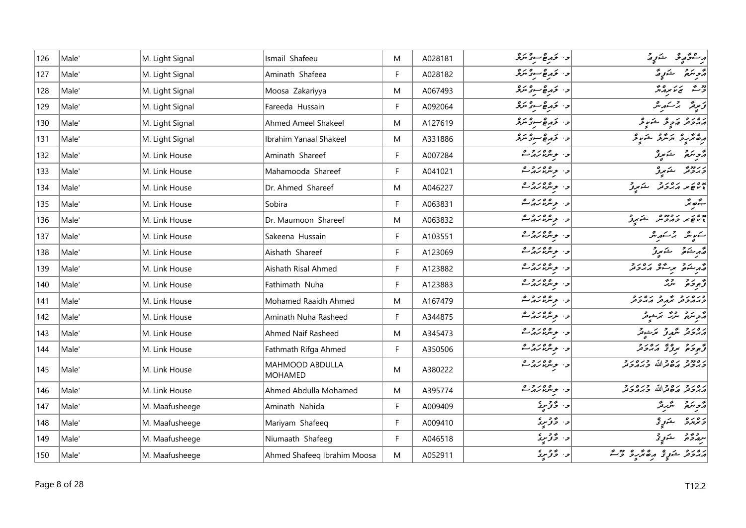| 126 | Male' | M. Light Signal | Ismail Shafeeu | M | A028181 | މ. ލައިޓްސިގްނަލް | އިސްމާޢީލް ޝަފީޢު |
|---|---|---|---|---|---|---|---|
| 127 | Male' | M. Light Signal | Aminath Shafeea | F | A028182 | މ. ލައިޓްސިގްނަލް | އާމިނަތު ޝަފީޢާ |
| 128 | Male' | M. Light Signal | Moosa Zakariyya | M | A067493 | މ. ލައިޓްސިގްނަލް | މޫސާ ޒަކަރިއްޔާ |
| 129 | Male' | M. Light Signal | Fareeda Hussain | F | A092064 | މ. ލައިޓްސިގްނަލް | ފަރީދާ ހުސައިން |
| 130 | Male' | M. Light Signal | Ahmed Ameel Shakeel | M | A127619 | މ. ލައިޓްސިގްނަލް | އަޙްމަދު އަމީލް ޝަކީލް |
| 131 | Male' | M. Light Signal | Ibrahim Yanaal Shakeel | M | A331886 | މ. ލައިޓްސިގްނަލް | އިބްރާހީމް ޔަނާލް ޝަކީލް |
| 132 | Male' | M. Link House | Aminath Shareef | F | A007284 | މ. ލިންކްހައުސް | އާމިނަތު ޝަރީފް |
| 133 | Male' | M. Link House | Mahamooda Shareef | F | A041021 | މ. ލިންކްހައުސް | މަޙްމޫދާ ޝަރީފް |
| 134 | Male' | M. Link House | Dr. Ahmed Shareef | M | A046227 | މ. ލިންކްހައުސް | ޑޮކްޓަރ އަޙްމަދު ޝަރީފް |
| 135 | Male' | M. Link House | Sobira | F | A063831 | މ. ލިންކްހައުސް | ޞާބިރާ |
| 136 | Male' | M. Link House | Dr. Maumoon Shareef | M | A063832 | މ. ލިންކްހައުސް | ޑޮކްޓަރ މައުމޫން ޝަރީފް |
| 137 | Male' | M. Link House | Sakeena Hussain | F | A103551 | މ. ލިންކްހައުސް | ސަކީނާ ހުސައިން |
| 138 | Male' | M. Link House | Aishath Shareef | F | A123069 | މ. ލިންކްހައުސް | ޢާއިޝަތު ޝަރީފް |
| 139 | Male' | M. Link House | Aishath Risal Ahmed | F | A123882 | މ. ލިންކްހައުސް | ޢާއިޝަތު ރިސާލް އަޙްމަދު |
| 140 | Male' | M. Link House | Fathimath Nuha | F | A123883 | މ. ލިންކްހައުސް | ފާތިމަތު ނުހާ |
| 141 | Male' | M. Link House | Mohamed Raaidh Ahmed | M | A167479 | މ. ލިންކްހައުސް | މުޙައްމަދު ރާއިދު އަޙްމަދު |
| 142 | Male' | M. Link House | Aminath Nuha Rasheed | F | A344875 | މ. ލިންކްހައުސް | އާމިނަތު ނުހާ ރަޝީދު |
| 143 | Male' | M. Link House | Ahmed Naif Rasheed | M | A345473 | މ. ލިންކްހައުސް | އަޙްމަދު ނާއިފު ރަޝީދު |
| 144 | Male' | M. Link House | Fathmath Rifga Ahmed | F | A350506 | މ. ލިންކްހައުސް | ފާތިމަތު ރިފްގާ އަޙްމަދު |
| 145 | Male' | M. Link House | MAHMOOD ABDULLA MOHAMED | M | A380222 | މ. ލިންކްހައުސް | މަޙްމޫދު އަބްދުﷲ މުޙައްމަދު |
| 146 | Male' | M. Link House | Ahmed Abdulla Mohamed | M | A395774 | މ. ލިންކްހައުސް | އަޙްމަދު އަބްދުﷲ މުޙައްމަދު |
| 147 | Male' | M. Maafusheege | Aminath Nahida | F | A009409 | މ. މާފުށީގެ | އާމިނަތު ނާހިދާ |
| 148 | Male' | M. Maafusheege | Mariyam Shafeeq | F | A009410 | މ. މާފުށީގެ | މަރިޔަމް ޝަފީޤު |
| 149 | Male' | M. Maafusheege | Niumaath Shafeeg | F | A046518 | މ. މާފުށީގެ | ނިޢުމާތު ޝަފީގު |
| 150 | Male' | M. Maafusheege | Ahmed Shafeeq Ibrahim Moosa | M | A052911 | މ. މާފުށީގެ | އަޙްމަދު ޝަފީޤު އިބްރާހީމް މޫސާ |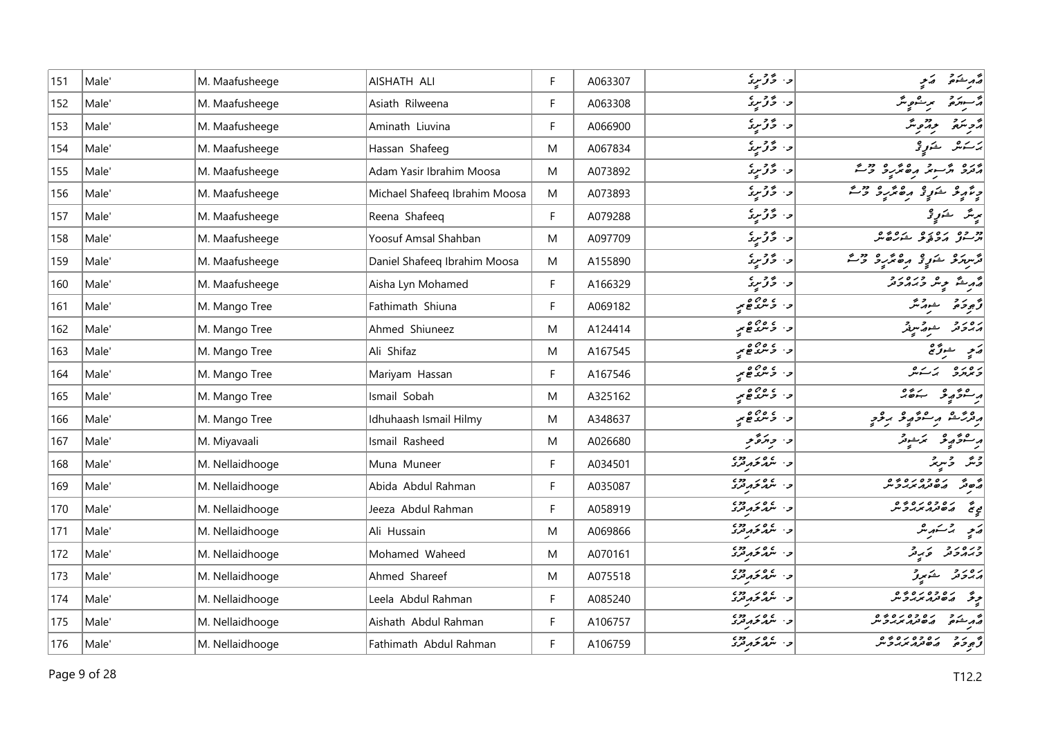| 151 | Male' | M. Maafusheege | AISHATH ALI | F | A063307 | މ. މާފުށީގެ | އާއިޝަތު އަލި |
|---|---|---|---|---|---|---|---|
| 152 | Male' | M. Maafusheege | Asiath Rilweena | F | A063308 | މ. މާފުށީގެ | އާސިޔަތު ރިލްވީނާ |
| 153 | Male' | M. Maafusheege | Aminath Liuvina | F | A066900 | މ. މާފުށީގެ | އާމިނަތު ލިއުވިނާ |
| 154 | Male' | M. Maafusheege | Hassan Shafeeg | M | A067834 | މ. މާފުށީގެ | ޙަސަން ޝަފީގު |
| 155 | Male' | M. Maafusheege | Adam Yasir Ibrahim Moosa | M | A073892 | މ. މާފުށީގެ | އާދަމް ޔާސިރު އިބްރާހީމް މޫސާ |
| 156 | Male' | M. Maafusheege | Michael Shafeeq Ibrahim Moosa | M | A073893 | މ. މާފުށީގެ | މައިކަލް ޝަފީޤު އިބްރާހީމް މޫސާ |
| 157 | Male' | M. Maafusheege | Reena Shafeeq | F | A079288 | މ. މާފުށީގެ | ރީނާ ޝަފީޤު |
| 158 | Male' | M. Maafusheege | Yoosuf Amsal Shahban | M | A097709 | މ. މާފުށީގެ | ޔޫސުފް އަމްސަލް ޝަހްބާން |
| 159 | Male' | M. Maafusheege | Daniel Shafeeq Ibrahim Moosa | M | A155890 | މ. މާފުށީގެ | ޑޭނިއަލް ޝަފީޤު އިބްރާހީމް މޫސާ |
| 160 | Male' | M. Maafusheege | Aisha Lyn Mohamed | F | A166329 | މ. މާފުށީގެ | އާއިޝާ ލިން މުޙައްމަދު |
| 161 | Male' | M. Mango Tree | Fathimath Shiuna | F | A069182 | މ. މެންގޯޓްރީ | ފާތިމަތު ޝިއުނާ |
| 162 | Male' | M. Mango Tree | Ahmed Shiuneez | M | A124414 | މ. މެންގޯޓްރީ | އަޙްމަދު ޝިއުނީޒު |
| 163 | Male' | M. Mango Tree | Ali Shifaz | M | A167545 | މ. މެންގޯޓްރީ | އަލި ޝިފާޒު |
| 164 | Male' | M. Mango Tree | Mariyam Hassan | F | A167546 | މ. މެންގޯޓްރީ | މަރިޔަމް ޙަސަން |
| 165 | Male' | M. Mango Tree | Ismail Sobah | M | A325162 | މ. މެންގޯޓްރީ | އިސްމާއީލް ޞަބާޙް |
| 166 | Male' | M. Mango Tree | Idhuhaash Ismail Hilmy | M | A348637 | މ. މެންގޯޓްރީ | އިދުހާޝް އިސްމާއީލް ހިލްމީ |
| 167 | Male' | M. Miyavaali | Ismail Rasheed | M | A026680 | މ. މިޔަވާލި | އިސްމާއީލް ރަޝީދު |
| 168 | Male' | M. Nellaidhooge | Muna Muneer | F | A034501 | މ. ނެލްއައިދޫގެ | މުނާ މުނީރު |
| 169 | Male' | M. Nellaidhooge | Abida Abdul Rahman | F | A035087 | މ. ނެލްއައިދޫގެ | އާބިދާ އަބްދުއްރަޙްމާން |
| 170 | Male' | M. Nellaidhooge | Jeeza Abdul Rahman | F | A058919 | މ. ނެލްއައިދޫގެ | ޖީޒާ އަބްދުއްރަޙްމާން |
| 171 | Male' | M. Nellaidhooge | Ali Hussain | M | A069866 | މ. ނެލްއައިދޫގެ | އަލި ޙުސައިން |
| 172 | Male' | M. Nellaidhooge | Mohamed Waheed | M | A070161 | މ. ނެލްއައިދޫގެ | މުޙައްމަދު ވަޙީދު |
| 173 | Male' | M. Nellaidhooge | Ahmed Shareef | M | A075518 | މ. ނެލްއައިދޫގެ | އަޙްމަދު ޝަރީފު |
| 174 | Male' | M. Nellaidhooge | Leela Abdul Rahman | F | A085240 | މ. ނެލްއައިދޫގެ | ލީލާ އަބްދުއްރަޙްމާން |
| 175 | Male' | M. Nellaidhooge | Aishath Abdul Rahman | F | A106757 | މ. ނެލްއައިދޫގެ | އާއިޝަތު އަބްދުއްރަޙްމާން |
| 176 | Male' | M. Nellaidhooge | Fathimath Abdul Rahman | F | A106759 | މ. ނެލްއައިދޫގެ | ފާތިމަތު އަބްދުއްރަޙްމާން |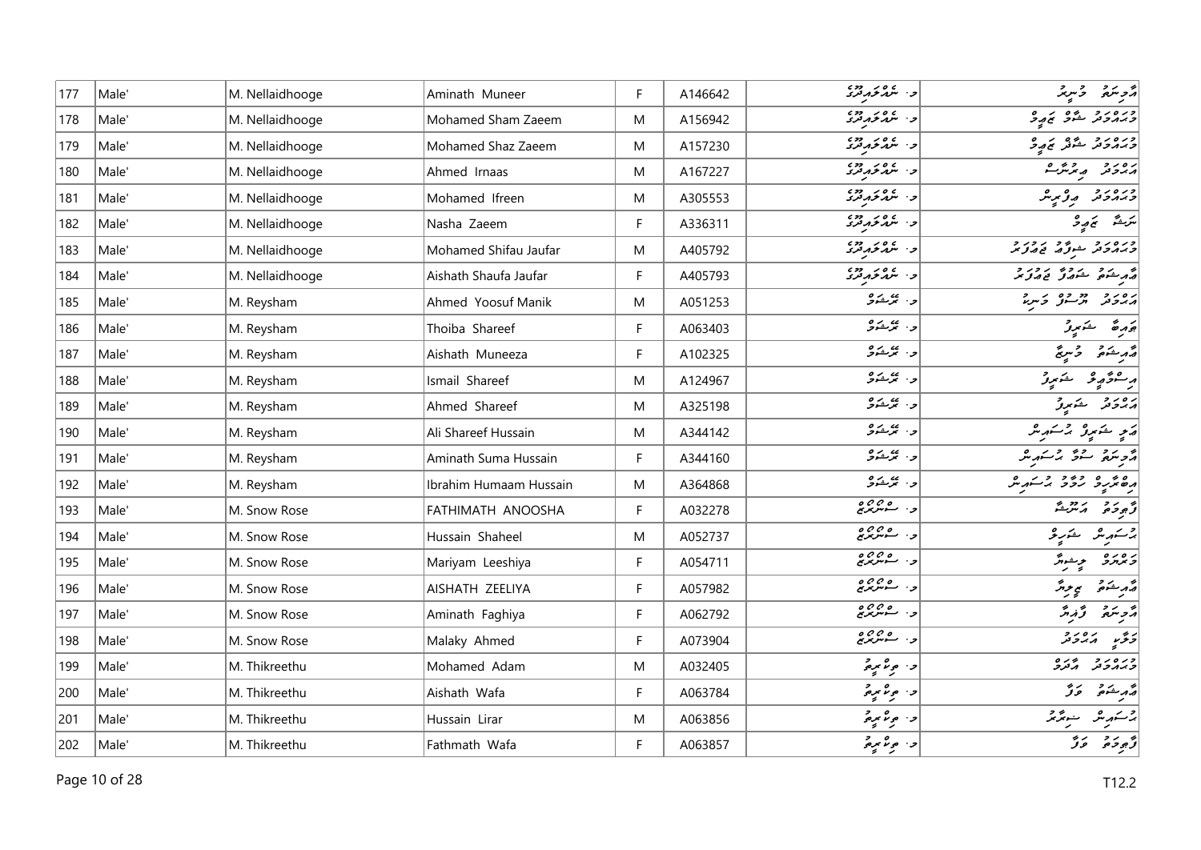| 177 | Male' | M. Nellaidhooge | Aminath Muneer | F | A146642 | މ. ނެއްލައިދޫގެ | އާމިނަތު މުނީރު |
|---|---|---|---|---|---|---|---|
| 178 | Male' | M. Nellaidhooge | Mohamed Sham Zaeem | M | A156942 | މ. ނެއްލައިދޫގެ | މުހައްމަދު ޝާމް ޒައީމް |
| 179 | Male' | M. Nellaidhooge | Mohamed Shaz Zaeem | M | A157230 | މ. ނެއްލައިދޫގެ | މުހައްމަދު ޝާޒް ޒައީމް |
| 180 | Male' | M. Nellaidhooge | Ahmed Irnaas | M | A167227 | މ. ނެއްލައިދޫގެ | އަހްމަދު އިރްނާސް |
| 181 | Male' | M. Nellaidhooge | Mohamed Ifreen | M | A305553 | މ. ނެއްލައިދޫގެ | މުހައްމަދު އިފްރީން |
| 182 | Male' | M. Nellaidhooge | Nasha Zaeem | F | A336311 | މ. ނެއްލައިދޫގެ | ނަޝާ ޒައީމް |
| 183 | Male' | M. Nellaidhooge | Mohamed Shifau Jaufar | M | A405792 | މ. ނެއްލައިދޫގެ | މުހައްމަދު ޝިފާއު ޖައުފަރު |
| 184 | Male' | M. Nellaidhooge | Aishath Shaufa Jaufar | F | A405793 | މ. ނެއްލައިދޫގެ | އާއިޝަތު ޝައުފާ ޖައުފަރު |
| 185 | Male' | M. Reysham | Ahmed Yoosuf Manik | M | A051253 | މ. ރޭޝަމް | އަހްމަދު ޔޫސުފް މަނިކު |
| 186 | Male' | M. Reysham | Thoiba Shareef | F | A063403 | މ. ރޭޝަމް | ޠޮއިބާ ޝަރީފް |
| 187 | Male' | M. Reysham | Aishath Muneeza | F | A102325 | މ. ރޭޝަމް | އާއިޝަތު މުނީޒާ |
| 188 | Male' | M. Reysham | Ismail Shareef | M | A124967 | މ. ރޭޝަމް | އިސްމާއީލް ޝަރީފް |
| 189 | Male' | M. Reysham | Ahmed Shareef | M | A325198 | މ. ރޭޝަމް | އަހްމަދު ޝަރީފް |
| 190 | Male' | M. Reysham | Ali Shareef Hussain | M | A344142 | މ. ރޭޝަމް | އަލި ޝަރީފް ހުސައިން |
| 191 | Male' | M. Reysham | Aminath Suma Hussain | F | A344160 | މ. ރޭޝަމް | އާމިނަތު ސުމާ ހުސައިން |
| 192 | Male' | M. Reysham | Ibrahim Humaam Hussain | M | A364868 | މ. ރޭޝަމް | އިބްރާހީމް ހުމާމް ހުސައިން |
| 193 | Male' | M. Snow Rose | FATHIMATH ANOOSHA | F | A032278 | މ. ސްނޯރޯޒް | ފާތިމަތު އަނޫޝާ |
| 194 | Male' | M. Snow Rose | Hussain Shaheel | M | A052737 | މ. ސްނޯރޯޒް | ހުސައިން ޝަހީލް |
| 195 | Male' | M. Snow Rose | Mariyam Leeshiya | F | A054711 | މ. ސްނޯރޯޒް | މަރިޔަމް ލީޝިޔާ |
| 196 | Male' | M. Snow Rose | AISHATH ZEELIYA | F | A057982 | މ. ސްނޯރޯޒް | އާއިޝަތު ޒީލިޔާ |
| 197 | Male' | M. Snow Rose | Aminath Faghiya | F | A062792 | މ. ސްނޯރޯޒް | އާމިނަތު ފާޣިޔާ |
| 198 | Male' | M. Snow Rose | Malaky Ahmed | F | A073904 | މ. ސްނޯރޯޒް | މަލަކީ އަހްމަދު |
| 199 | Male' | M. Thikreethu | Mohamed Adam | M | A032405 | މ. ތިކްރީތު | މުހައްމަދު އާދަމް |
| 200 | Male' | M. Thikreethu | Aishath Wafa | F | A063784 | މ. ތިކްރީތު | އާއިޝަތު ވަފާ |
| 201 | Male' | M. Thikreethu | Hussain Lirar | M | A063856 | މ. ތިކްރީތު | ހުސައިން ލިރާރު |
| 202 | Male' | M. Thikreethu | Fathmath Wafa | F | A063857 | މ. ތިކްރީތު | ފާތުމަތު ވަފާ |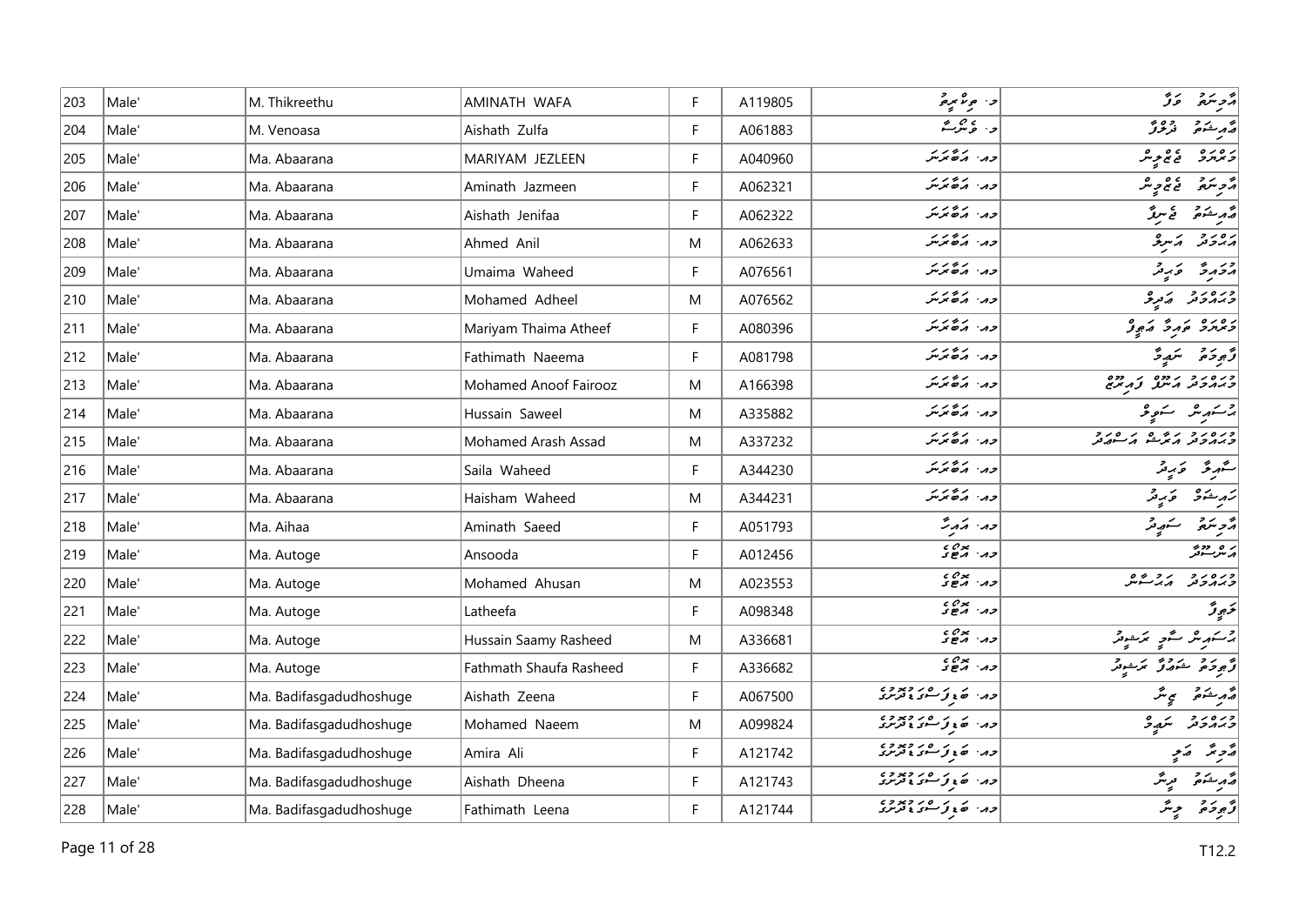| 203 | Male' | M. Thikreethu | AMINATH WAFA | F | A119805 | މ. ތިކްރީތު | އާމިނަތު ވަފާ |
|---|---|---|---|---|---|---|---|
| 204 | Male' | M. Venoasa | Aishath Zulfa | F | A061883 | މ. ވެނޯސާ | އައިޝަތު ޒުލްފާ |
| 205 | Male' | Ma. Abaarana | MARIYAM JEZLEEN | F | A040960 | މއ. އަބާރަނަ | މަރިޔަމް ޖެޒްލީން |
| 206 | Male' | Ma. Abaarana | Aminath Jazmeen | F | A062321 | މއ. އަބާރަނަ | އާމިނަތު ޖަޒްމީން |
| 207 | Male' | Ma. Abaarana | Aishath Jenifaa | F | A062322 | މއ. އަބާރަނަ | އައިޝަތު ޖެނިފާ |
| 208 | Male' | Ma. Abaarana | Ahmed Anil | M | A062633 | މއ. އަބާރަނަ | އަޙްމަދު އަނިލް |
| 209 | Male' | Ma. Abaarana | Umaima Waheed | F | A076561 | މއ. އަބާރަނަ | އުމައިމާ ވަޙީދު |
| 210 | Male' | Ma. Abaarana | Mohamed Adheel | M | A076562 | މއ. އަބާރަނަ | މުޙައްމަދު އަދީލް |
| 211 | Male' | Ma. Abaarana | Mariyam Thaima Atheef | F | A080396 | މއ. އަބާރަނަ | މަރިޔަމް ތައިމާ އަތީފް |
| 212 | Male' | Ma. Abaarana | Fathimath Naeema | F | A081798 | މއ. އަބާރަނަ | ފާތިމަތު ނަޢީމާ |
| 213 | Male' | Ma. Abaarana | Mohamed Anoof Fairooz | M | A166398 | މއ. އަބާރަނަ | މުޙައްމަދު އަނޫފް ފައިރޫޒް |
| 214 | Male' | Ma. Abaarana | Hussain Saweel | M | A335882 | މއ. އަބާރަނަ | ޙުސައިން ސަވީލް |
| 215 | Male' | Ma. Abaarana | Mohamed Arash Assad | M | A337232 | މއ. އަބާރަނަ | މުޙައްމަދު އަރާޝް އަސްޢަދު |
| 216 | Male' | Ma. Abaarana | Saila Waheed | F | A344230 | މއ. އަބާރަނަ | ސާއިލާ ވަޙީދު |
| 217 | Male' | Ma. Abaarana | Haisham Waheed | M | A344231 | މއ. އަބާރަނަ | ހައިޝަމް ވަޙީދު |
| 218 | Male' | Ma. Aihaa | Aminath Saeed | F | A051793 | މއ. އައިހާ | އާމިނަތު ސަޢީދު |
| 219 | Male' | Ma. Autoge | Ansooda | F | A012456 | މއ. އޯޓޯގެ | އަންސޫދާ |
| 220 | Male' | Ma. Autoge | Mohamed Ahusan | M | A023553 | މއ. އޯޓޯގެ | މުޙައްމަދު އަޙުސަން |
| 221 | Male' | Ma. Autoge | Latheefa | F | A098348 | މއ. އޯޓޯގެ | ލަޠީފާ |
| 222 | Male' | Ma. Autoge | Hussain Saamy Rasheed | M | A336681 | މއ. އޯޓޯގެ | ޙުސައިން ސާމީ ރަޝީދު |
| 223 | Male' | Ma. Autoge | Fathmath Shaufa Rasheed | F | A336682 | މއ. އޯޓޯގެ | ފާތިމަތު ޝައުފާ ރަޝީދު |
| 224 | Male' | Ma. Badifasgadudhoshuge | Aishath Zeena | F | A067500 | މއ. ބަދިފަސްގަޑުދޮށުގެ | އައިޝަތު ޒީނާ |
| 225 | Male' | Ma. Badifasgadudhoshuge | Mohamed Naeem | M | A099824 | މއ. ބަދިފަސްގަޑުދޮށުގެ | މުޙައްމަދު ނަޢީމް |
| 226 | Male' | Ma. Badifasgadudhoshuge | Amira Ali | F | A121742 | މއ. ބަދިފަސްގަޑުދޮށުގެ | އާމިރާ އަލީ |
| 227 | Male' | Ma. Badifasgadudhoshuge | Aishath Dheena | F | A121743 | މއ. ބަދިފަސްގަޑުދޮށުގެ | އައިޝަތު ދީނާ |
| 228 | Male' | Ma. Badifasgadudhoshuge | Fathimath Leena | F | A121744 | މއ. ބަދިފަސްގަޑުދޮށުގެ | ފާތިމަތު ލީނާ |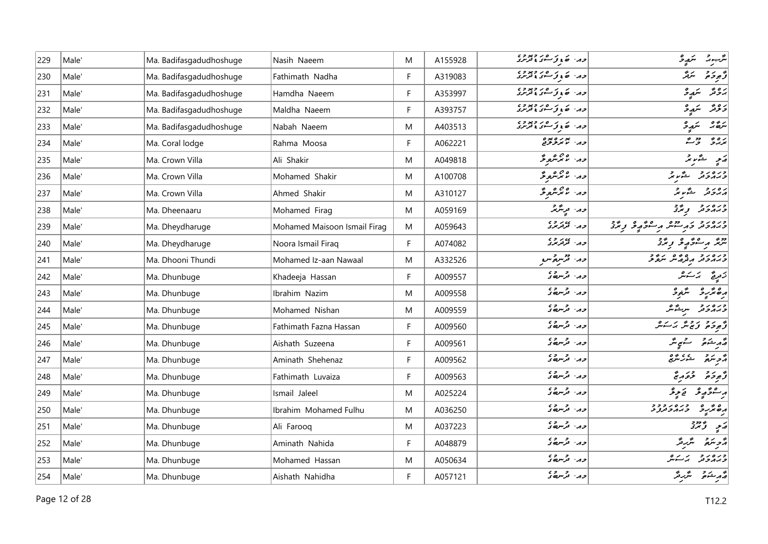| 229 | Male' | Ma. Badifasgadudhoshuge | Nasih Naeem | M | A155928 | މަ. ބަދިފަސްގަޑުދޮށުގެ | ނާސިޙް ނަޢީމް |
|---|---|---|---|---|---|---|---|
| 230 | Male' | Ma. Badifasgadudhoshuge | Fathimath Nadha | F | A319083 | މަ. ބަދިފަސްގަޑުދޮށުގެ | ފާތިމަތު ނަދާ |
| 231 | Male' | Ma. Badifasgadudhoshuge | Hamdha Naeem | F | A353997 | މަ. ބަދިފަސްގަޑުދޮށުގެ | ހަމްދާ ނަޢީމް |
| 232 | Male' | Ma. Badifasgadudhoshuge | Maldha Naeem | F | A393757 | މަ. ބަދިފަސްގަޑުދޮށުގެ | މަލްދާ ނަޢީމް |
| 233 | Male' | Ma. Badifasgadudhoshuge | Nabah Naeem | M | A403513 | މަ. ބަދިފަސްގަޑުދޮށުގެ | ނަބާހް ނަޢީމް |
| 234 | Male' | Ma. Coral lodge | Rahma Moosa | F | A062221 | މަ.ކޯރަލްލޮޖް | ރަޙްމާ މޫސާ |
| 235 | Male' | Ma. Crown Villa | Ali Shakir | M | A049818 | މަ. ކްރައުންވިލާ | އަލި ޝާކިރު |
| 236 | Male' | Ma. Crown Villa | Mohamed Shakir | M | A100708 | މަ. ކްރައުންވިލާ | މުހައްމަދު ޝާކިރު |
| 237 | Male' | Ma. Crown Villa | Ahmed Shakir | M | A310127 | މަ. ކްރައުންވިލާ | އަހުމަދު ޝާކިރު |
| 238 | Male' | Ma. Dheenaaru | Mohamed Firag | M | A059169 | މަ. ދީނާރު | މުހައްމަދު ފިރާގު |
| 239 | Male' | Ma. Dheydharuge | Mohamed Maisoon Ismail Firag | M | A059643 | މަ. ދޭދަރުގެ | މުހައްމަދު މައިސޫން އިސްމާއިލް ފިރާގު |
| 240 | Male' | Ma. Dheydharuge | Noora Ismail Firaq | F | A074082 | މަ. ދޭދަރުގެ | ނޫރާ އިސްމާއިލް ފިރާގު |
| 241 | Male' | Ma. Dhooni Thundi | Mohamed Iz-aan Nawaal | M | A332526 | މަ. ދޫނިތުނޑި | މުހައްމަދު އިޒްއާން ނަވާލް |
| 242 | Male' | Ma. Dhunbuge | Khadeeja Hassan | F | A009557 | މަ. ދުންބުގެ | ޚަދީޖާ ހަސަން |
| 243 | Male' | Ma. Dhunbuge | Ibrahim Nazim | M | A009558 | މަ. ދުންބުގެ | އިބްރާހިމް ނާޒިމް |
| 244 | Male' | Ma. Dhunbuge | Mohamed Nishan | M | A009559 | މަ. ދުންބުގެ | މުހައްމަދު ނިޝާން |
| 245 | Male' | Ma. Dhunbuge | Fathimath Fazna Hassan | F | A009560 | މަ. ދުންބުގެ | ފާތިމަތު ފަޒްނާ ހަސަން |
| 246 | Male' | Ma. Dhunbuge | Aishath Suzeena | F | A009561 | މަ. ދުންބުގެ | އައިޝަތު ސުޒީނާ |
| 247 | Male' | Ma. Dhunbuge | Aminath Shehenaz | F | A009562 | މަ. ދުންބުގެ | އާމިނަތު ޝެހެނާޒް |
| 248 | Male' | Ma. Dhunbuge | Fathimath Luvaiza | F | A009563 | މަ. ދުންބުގެ | ފާތިމަތު ލުވައިޒާ |
| 249 | Male' | Ma. Dhunbuge | Ismail Jaleel | M | A025224 | މަ. ދުންބުގެ | އިސްމާއިލް ޖަލީލް |
| 250 | Male' | Ma. Dhunbuge | Ibrahim Mohamed Fulhu | M | A036250 | މަ. ދުންބުގެ | އިބްރާހިމް މުހައްމަދުފުޅު |
| 251 | Male' | Ma. Dhunbuge | Ali Farooq | M | A037223 | މަ. ދުންބުގެ | އަލި ފާރޫގު |
| 252 | Male' | Ma. Dhunbuge | Aminath Nahida | F | A048879 | މަ. ދުންބުގެ | އާމިނަތު ނާހިދާ |
| 253 | Male' | Ma. Dhunbuge | Mohamed Hassan | M | A050634 | މަ. ދުންބުގެ | މުހައްމަދު ހަސަން |
| 254 | Male' | Ma. Dhunbuge | Aishath Nahidha | F | A057121 | މަ. ދުންބުގެ | އައިޝަތު ނާހިދާ |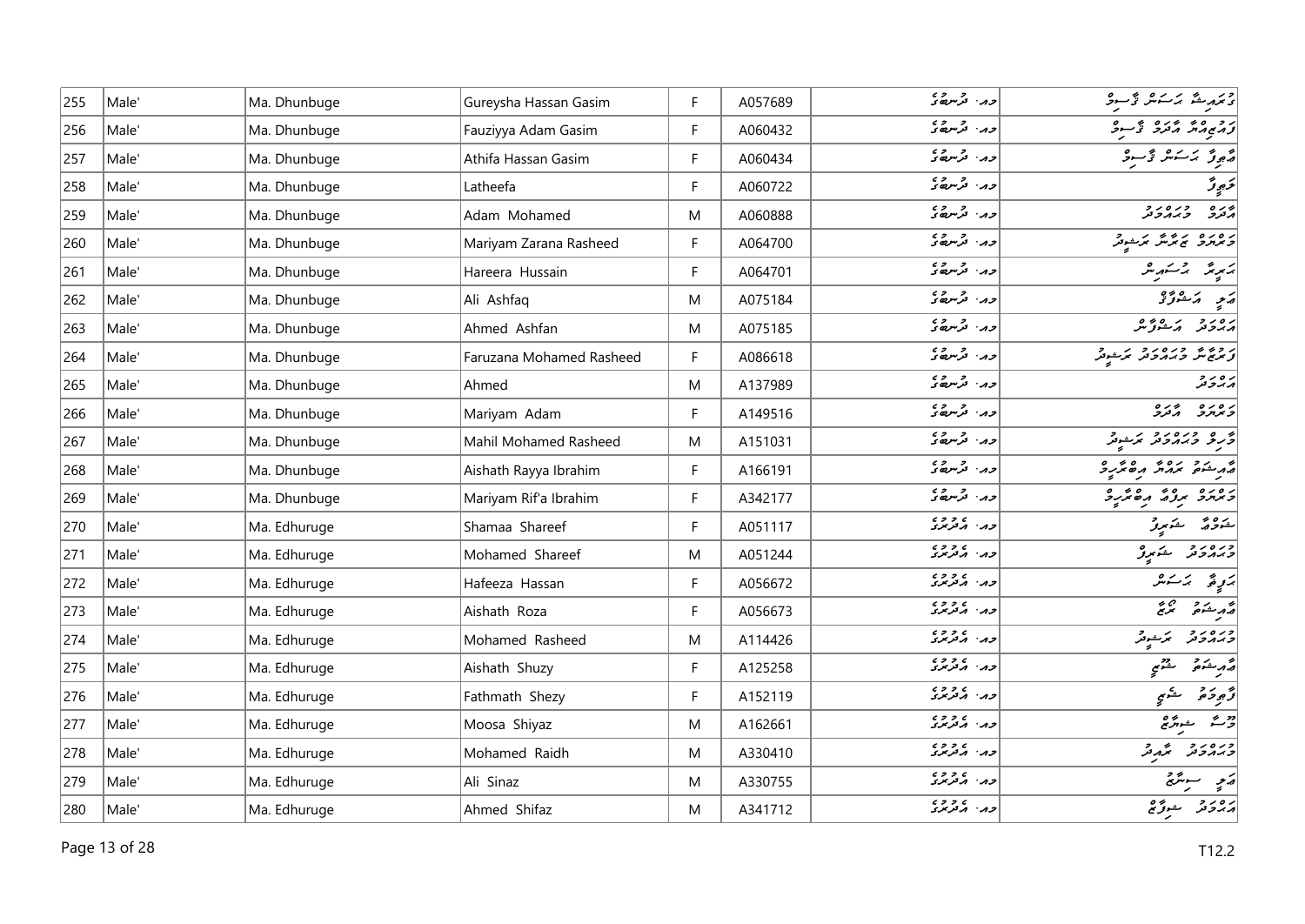| 255 | Male' | Ma. Dhunbuge | Gureysha Hassan Gasim | F | A057689 | މއ. ދުންބުގެ | ގުރޭޝާ ޙަސަން ޤާސިމް |
|---|---|---|---|---|---|---|---|
| 256 | Male' | Ma. Dhunbuge | Fauziyya Adam Gasim | F | A060432 | މއ. ދުންބުގެ | ފައުޒިއްޔާ އާދަމް ޤާސިމް |
| 257 | Male' | Ma. Dhunbuge | Athifa Hassan Gasim | F | A060434 | މއ. ދުންބުގެ | އާތިފާ ޙަސަން ޤާސިމް |
| 258 | Male' | Ma. Dhunbuge | Latheefa | F | A060722 | މއ. ދުންބުގެ | ލަތީފާ |
| 259 | Male' | Ma. Dhunbuge | Adam Mohamed | M | A060888 | މއ. ދުންބުގެ | އާދަމް މުޙައްމަދު |
| 260 | Male' | Ma. Dhunbuge | Mariyam Zarana Rasheed | F | A064700 | މއ. ދުންބުގެ | މަރިޔަމް ޒަރާނާ ރަޝީދު |
| 261 | Male' | Ma. Dhunbuge | Hareera Hussain | F | A064701 | މއ. ދުންބުގެ | ހަރީރާ ޙުސައިން |
| 262 | Male' | Ma. Dhunbuge | Ali Ashfaq | M | A075184 | މއ. ދުންބުގެ | އަލި އަޝްފާޤު |
| 263 | Male' | Ma. Dhunbuge | Ahmed Ashfan | M | A075185 | މއ. ދުންބުގެ | އަޙްމަދު އަޝްފާން |
| 264 | Male' | Ma. Dhunbuge | Faruzana Mohamed Rasheed | F | A086618 | މއ. ދުންބުގެ | ފަރުޒާނާ މުޙައްމަދު ރަޝީދު |
| 265 | Male' | Ma. Dhunbuge | Ahmed | M | A137989 | މއ. ދުންބުގެ | އަޙްމަދު |
| 266 | Male' | Ma. Dhunbuge | Mariyam Adam | F | A149516 | މއ. ދުންބުގެ | މަރިޔަމް އާދަމް |
| 267 | Male' | Ma. Dhunbuge | Mahil Mohamed Rasheed | M | A151031 | މއ. ދުންބުގެ | މާހިލް މުޙައްމަދު ރަޝީދު |
| 268 | Male' | Ma. Dhunbuge | Aishath Rayya Ibrahim | F | A166191 | މއ. ދުންބުގެ | އާއިޝަތު ރައްޔާ އިބްރާހިމް |
| 269 | Male' | Ma. Dhunbuge | Mariyam Rif'a Ibrahim | F | A342177 | މއ. ދުންބުގެ | މަރިޔަމް ރިފްޢާ އިބްރާހިމް |
| 270 | Male' | Ma. Edhuruge | Shamaa Shareef | F | A051117 | މއ. އެދުރުގެ | ޝަމާޢު ޝަރީފު |
| 271 | Male' | Ma. Edhuruge | Mohamed Shareef | M | A051244 | މއ. އެދުރުގެ | މުޙައްމަދު ޝަރީފު |
| 272 | Male' | Ma. Edhuruge | Hafeeza Hassan | F | A056672 | މއ. އެދުރުގެ | ހަފީޒާ ޙަސަން |
| 273 | Male' | Ma. Edhuruge | Aishath Roza | F | A056673 | މއ. އެދުރުގެ | އާއިޝަތު ރޯޒާ |
| 274 | Male' | Ma. Edhuruge | Mohamed Rasheed | M | A114426 | މއ. އެދުރުގެ | މުޙައްމަދު ރަޝީދު |
| 275 | Male' | Ma. Edhuruge | Aishath Shuzy | F | A125258 | މއ. އެދުރުގެ | އާއިޝަތު ޝޫޒީ |
| 276 | Male' | Ma. Edhuruge | Fathmath Shezy | F | A152119 | މއ. އެދުރުގެ | ފާތިމަތު ޝެޒީ |
| 277 | Male' | Ma. Edhuruge | Moosa Shiyaz | M | A162661 | މއ. އެދުރުގެ | މޫސާ ޝިޔާޒު |
| 278 | Male' | Ma. Edhuruge | Mohamed Raidh | M | A330410 | މއ. އެދުރުގެ | މުޙައްމަދު ރާއިދު |
| 279 | Male' | Ma. Edhuruge | Ali Sinaz | M | A330755 | މއ. އެދުރުގެ | އަލި ސިނާޒް |
| 280 | Male' | Ma. Edhuruge | Ahmed Shifaz | M | A341712 | މއ. އެދުރުގެ | އަޙްމަދު ޝިފާޒު |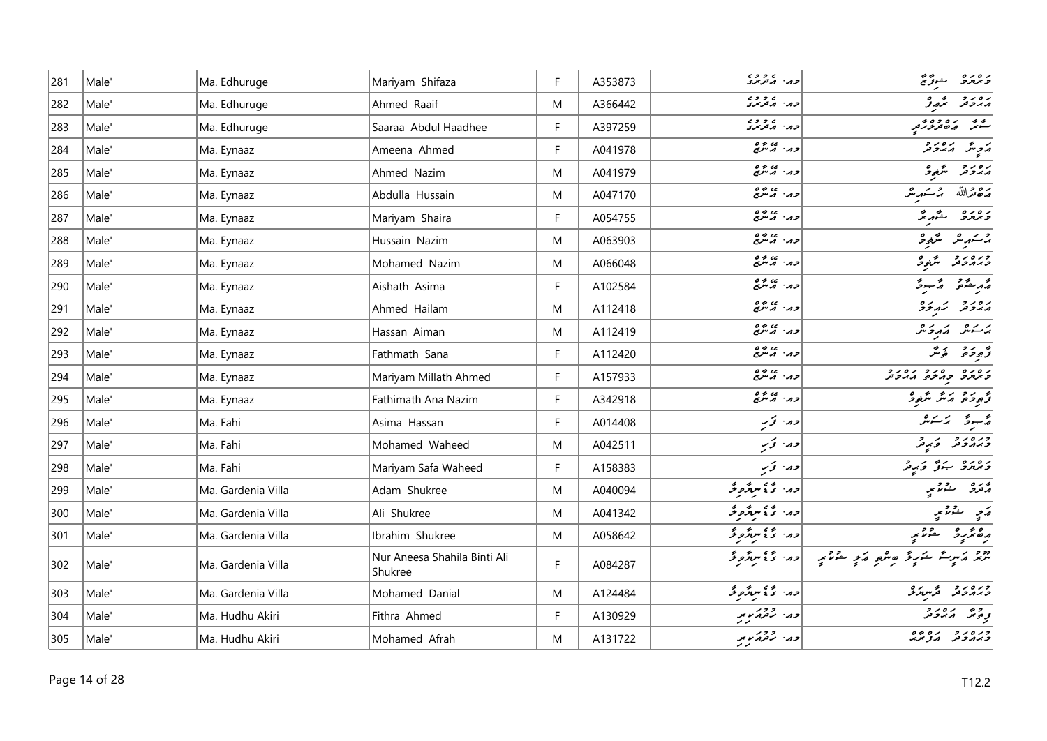| 281 | Male' | Ma. Edhuruge | Mariyam Shifaza | F | A353873 | މއ. އެދުރުގެ | މަރިޔަމް ޝިފާޒާ |
|---|---|---|---|---|---|---|---|
| 282 | Male' | Ma. Edhuruge | Ahmed Raaif | M | A366442 | މއ. އެދުރުގެ | އަޙްމަދު ރާއިފު |
| 283 | Male' | Ma. Edhuruge | Saaraa Abdul Haadhee | F | A397259 | މއ. އެދުރުގެ | ސާރާ އަބްދުލްހާދީ |
| 284 | Male' | Ma. Eynaaz | Ameena Ahmed | F | A041978 | މއ. އޭނާޒް | އަމީނާ އަޙްމަދު |
| 285 | Male' | Ma. Eynaaz | Ahmed Nazim | M | A041979 | މއ. އޭނާޒް | އަޙްމަދު ނާޒިމް |
| 286 | Male' | Ma. Eynaaz | Abdulla Hussain | M | A047170 | މއ. އޭނާޒް | އަބްދުﷲ ޙުސައިން |
| 287 | Male' | Ma. Eynaaz | Mariyam Shaira | F | A054755 | މއ. އޭނާޒް | މަރިޔަމް ޝާއިރާ |
| 288 | Male' | Ma. Eynaaz | Hussain Nazim | M | A063903 | މއ. އޭނާޒް | ޙުސައިން ނާޒިމް |
| 289 | Male' | Ma. Eynaaz | Mohamed Nazim | M | A066048 | މއ. އޭނާޒް | މުޙައްމަދު ނާޒިމް |
| 290 | Male' | Ma. Eynaaz | Aishath Asima | F | A102584 | މއ. އޭނާޒް | އާއިޝަތު އާސިމާ |
| 291 | Male' | Ma. Eynaaz | Ahmed Hailam | M | A112418 | މއ. އޭނާޒް | އަޙްމަދު ހައިލަމް |
| 292 | Male' | Ma. Eynaaz | Hassan Aiman | M | A112419 | މއ. އޭނާޒް | ޙަސަން އައިމަން |
| 293 | Male' | Ma. Eynaaz | Fathmath Sana | F | A112420 | މއ. އޭނާޒް | ފާތިމަތު ސަނާ |
| 294 | Male' | Ma. Eynaaz | Mariyam Millath Ahmed | F | A157933 | މއ. އޭނާޒް | މަރިޔަމް މިއްލަތު އަޙްމަދު |
| 295 | Male' | Ma. Eynaaz | Fathimath Ana Nazim | F | A342918 | މއ. އޭނާޒް | ފާތިމަތު އަނާ ނާޒިމް |
| 296 | Male' | Ma. Fahi | Asima Hassan | F | A014408 | މއ. ފަހި | އާސިމާ ޙަސަން |
| 297 | Male' | Ma. Fahi | Mohamed Waheed | M | A042511 | މއ. ފަހި | މުޙައްމަދު ވަޙީދު |
| 298 | Male' | Ma. Fahi | Mariyam Safa Waheed | F | A158383 | މއ. ފަހި | މަރިޔަމް ސަފާ ވަޙީދު |
| 299 | Male' | Ma. Gardenia Villa | Adam Shukree | M | A040094 | މއ. ގާޑީނިއާވިލާ | އާދަމް ޝުކްރީ |
| 300 | Male' | Ma. Gardenia Villa | Ali Shukree | M | A041342 | މއ. ގާޑީނިއާވިލާ | އަލި ޝުކްރީ |
| 301 | Male' | Ma. Gardenia Villa | Ibrahim Shukree | M | A058642 | މއ. ގާޑީނިއާވިލާ | އިބްރާހީމް ޝުކްރީ |
| 302 | Male' | Ma. Gardenia Villa | Nur Aneesa Shahila Binti Ali Shukree | F | A084287 | މއ. ގާޑީނިއާވިލާ | ނޫރު އަނީސާ ޝަހީލާ ބިންތި އަލި ޝުކްރީ |
| 303 | Male' | Ma. Gardenia Villa | Mohamed Danial | M | A124484 | މއ. ގާޑީނިއާވިލާ | މުޙައްމަދު ދާނިޔަލް |
| 304 | Male' | Ma. Hudhu Akiri | Fithra Ahmed | F | A130929 | މއ. ހުދުއަކިރި | ފިތްރާ އަޙްމަދު |
| 305 | Male' | Ma. Hudhu Akiri | Mohamed Afrah | M | A131722 | މއ. ހުދުއަކިރި | މުޙައްމަދު އަފްރާހް |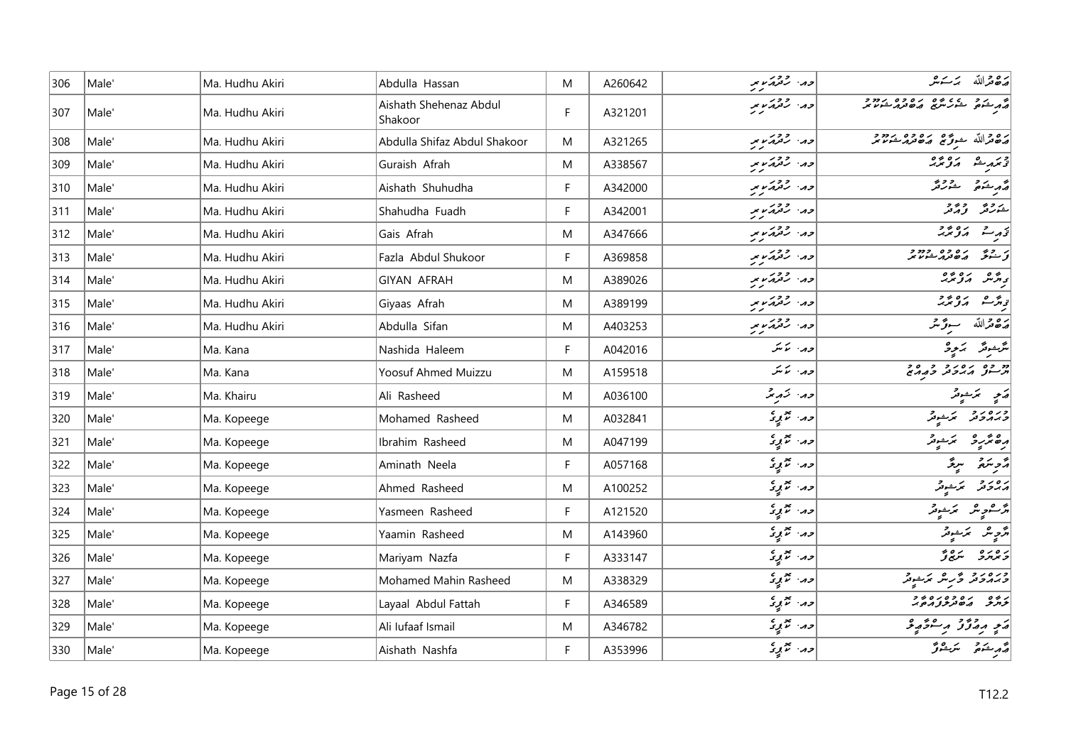| 306 | Male' | Ma. Hudhu Akiri | Abdulla Hassan | M | A260642 | މއ. ހުދުއަކިރި | އަބްދުﷲ ޙަސަން |
|---|---|---|---|---|---|---|---|
| 307 | Male' | Ma. Hudhu Akiri | Aishath Shehenaz Abdul Shakoor | F | A321201 | މއ. ހުދުއަކިރި | އާއިޝަތު ޝެހެނާޒް އަބްދުލްޝަކޫރު |
| 308 | Male' | Ma. Hudhu Akiri | Abdulla Shifaz Abdul Shakoor | M | A321265 | މއ. ހުދުއަކިރި | އަބްދުﷲ ޝިފާޒް އަބްދުލްޝަކޫރު |
| 309 | Male' | Ma. Hudhu Akiri | Guraish Afrah | M | A338567 | މއ. ހުދުއަކިރި | ގުރައިޝް އަފްރާހް |
| 310 | Male' | Ma. Hudhu Akiri | Aishath Shuhudha | F | A342000 | މއ. ހުދުއަކިރި | އާއިޝަތު ޝުހުދާ |
| 311 | Male' | Ma. Hudhu Akiri | Shahudha Fuadh | F | A342001 | މއ. ހުދުއަކިރި | ޝަހުދާ ފުއާދު |
| 312 | Male' | Ma. Hudhu Akiri | Gais Afrah | M | A347666 | މއ. ހުދުއަކިރި | ގައިސް އަފްރާހް |
| 313 | Male' | Ma. Hudhu Akiri | Fazla Abdul Shukoor | F | A369858 | މއ. ހުދުއަކިރި | ފަޟްލާ އަބްދުލްޝުކޫރު |
| 314 | Male' | Ma. Hudhu Akiri | GIYAN AFRAH | M | A389026 | މއ. ހުދުއަކިރި | ގިޔާން އަފްރާހް |
| 315 | Male' | Ma. Hudhu Akiri | Giyaas Afrah | M | A389199 | މއ. ހުދުއަކިރި | ގިޔާސް އަފްރާހް |
| 316 | Male' | Ma. Hudhu Akiri | Abdulla Sifan | M | A403253 | މއ. ހުދުއަކިރި | އަބްދުﷲ ސިފާން |
| 317 | Male' | Ma. Kana | Nashida Haleem | F | A042016 | މއ.ކަނަ | ނާޝިދާ ހަލީމް |
| 318 | Male' | Ma. Kana | Yoosuf Ahmed Muizzu | M | A159518 | މއ. ކަނަ | ޔޫސުފް އަޙްމަދު މުއިއްޒު |
| 319 | Male' | Ma. Khairu | Ali Rasheed | M | A036100 | މއ. ޚައިރު | އަލި ރަޝީދު |
| 320 | Male' | Ma. Kopeege | Mohamed Rasheed | M | A032841 | މއ. ކޯޕީގެ | މުޙައްމަދު ރަޝީދު |
| 321 | Male' | Ma. Kopeege | Ibrahim Rasheed | M | A047199 | މއ. ކޯޕީގެ | އިބްރާހީމް ރަޝީދު |
| 322 | Male' | Ma. Kopeege | Aminath Neela | F | A057168 | މއ. ކޯޕީގެ | އާމިނަތު ނީލާ |
| 323 | Male' | Ma. Kopeege | Ahmed Rasheed | M | A100252 | މއ. ކޯޕީގެ | އަޙްމަދު ރަޝީދު |
| 324 | Male' | Ma. Kopeege | Yasmeen Rasheed | F | A121520 | މއ. ކޯޕީގެ | ޔާސްމީން ރަޝީދު |
| 325 | Male' | Ma. Kopeege | Yaamin Rasheed | M | A143960 | މއ. ކޯޕީގެ | ޔާމިން ރަޝީދު |
| 326 | Male' | Ma. Kopeege | Mariyam Nazfa | F | A333147 | މއ. ކޯޕީގެ | މަރިޔަމް ނަޒްފާ |
| 327 | Male' | Ma. Kopeege | Mohamed Mahin Rasheed | M | A338329 | މއ. ކޯޕީގެ | މުޙައްމަދު މާހިން ރަޝީދު |
| 328 | Male' | Ma. Kopeege | Layaal Abdul Fattah | F | A346589 | މއ. ކޯޕީގެ | ލަޔާލް އަބްދުލްފައްތާހު |
| 329 | Male' | Ma. Kopeege | Ali Iufaaf Ismail | M | A346782 | މއ. ކޯޕީގެ | އަލި އިއުފާފް އިސްމާއިލް |
| 330 | Male' | Ma. Kopeege | Aishath Nashfa | F | A353996 | މއ. ކޯޕީގެ | އާއިޝަތު ނަޝްފާ |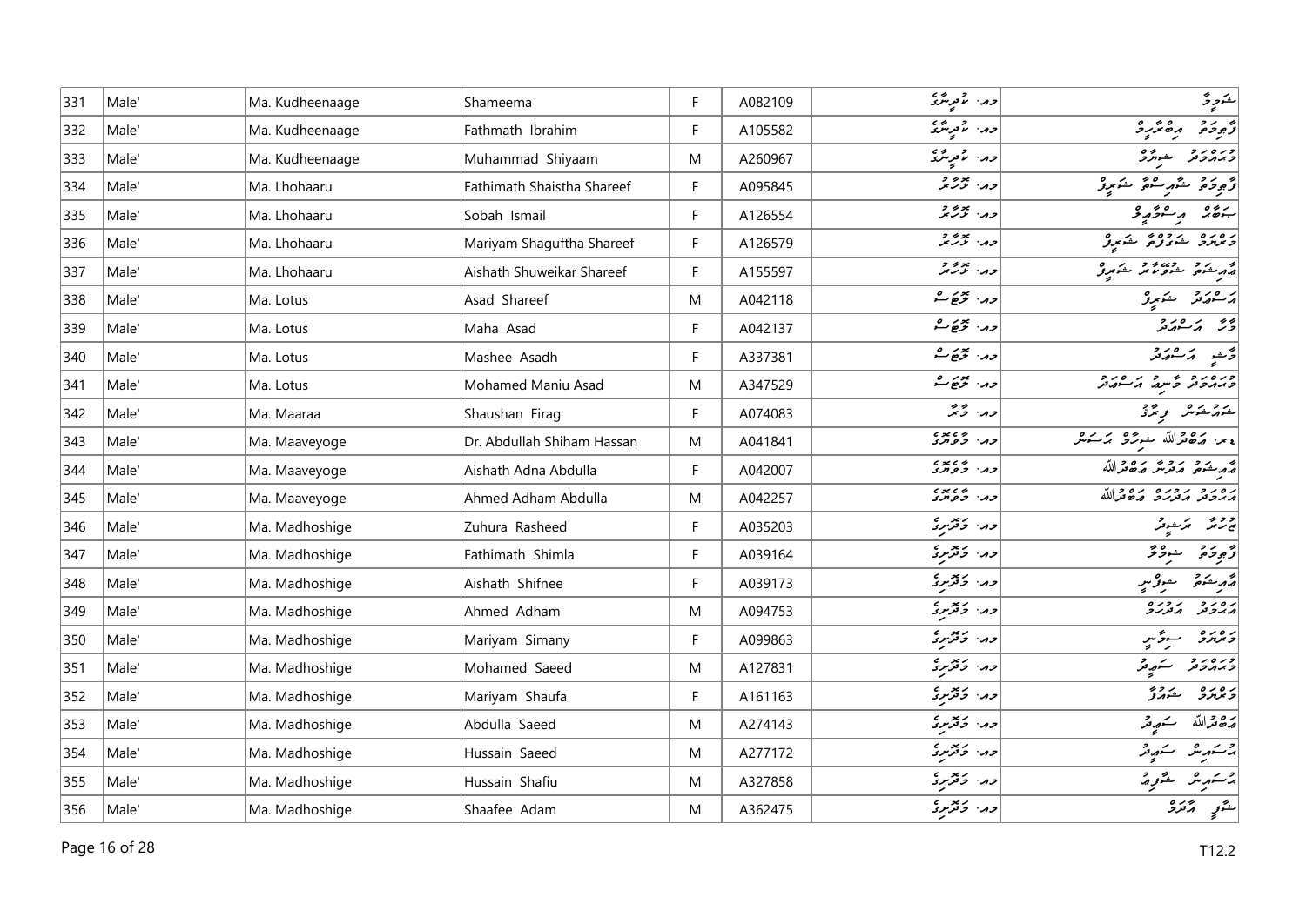| 331 | Male' | Ma. Kudheenaage | Shameema | F | A082109 | މއ. ކުދީނާގެ | ޝަމީމާ |
|---|---|---|---|---|---|---|---|
| 332 | Male' | Ma. Kudheenaage | Fathmath Ibrahim | F | A105582 | މއ. ކުދީނާގެ | ފާތިމަތު އިބްރާހީމް |
| 333 | Male' | Ma. Kudheenaage | Muhammad Shiyaam | M | A260967 | މއ. ކުދީނާގެ | މުހައްމަދު ޝިޔާމް |
| 334 | Male' | Ma. Lhohaaru | Fathimath Shaistha Shareef | F | A095845 | މއ. ޅޯހާރު | ފާތިމަތު ޝާއިސްތާ ޝަރީފް |
| 335 | Male' | Ma. Lhohaaru | Sobah Ismail | F | A126554 | މއ. ޅޯހާރު | ސަބާހް އިސްމާއީލް |
| 336 | Male' | Ma. Lhohaaru | Mariyam Shaguftha Shareef | F | A126579 | މއ. ޅޯހާރު | މަރިޔަމް ޝަގުފްތާ ޝަރީފް |
| 337 | Male' | Ma. Lhohaaru | Aishath Shuweikar Shareef | F | A155597 | މއ. ޅޯހާރު | އާއިޝަތު ޝުވޭކަރ ޝަރީފް |
| 338 | Male' | Ma. Lotus | Asad Shareef | M | A042118 | މއ. ލޯޓަސް | އަސްއަދު ޝަރީފް |
| 339 | Male' | Ma. Lotus | Maha Asad | F | A042137 | މއ. ލޯޓަސް | މަހާ އަސްއަދު |
| 340 | Male' | Ma. Lotus | Mashee Asadh | F | A337381 | މއ. ލޯޓަސް | މާޝީ އަސްއަދު |
| 341 | Male' | Ma. Lotus | Mohamed Maniu Asad | M | A347529 | މއ. ލޯޓަސް | މުހައްމަދު މާނިއު އަސްއަދު |
| 342 | Male' | Ma. Maaraa | Shaushan Firag | F | A074083 | މއ. މާރާ | ޝައުޝަން ފިރާގް |
| 343 | Male' | Ma. Maaveyoge | Dr. Abdullah Shiham Hassan | M | A041841 | މއ. މާވެޔޮގެ | ޑރ. އަބްދުﷲ ޝިހާމް ހަސަން |
| 344 | Male' | Ma. Maaveyoge | Aishath Adna Abdulla | F | A042007 | މއ. މާވެޔޮގެ | އާއިޝަތު އަދުނާ އަބްދުﷲ |
| 345 | Male' | Ma. Maaveyoge | Ahmed Adham Abdulla | M | A042257 | މއ. މާވެޔޮގެ | އަޙްމަދު އަދުހަމް އަބްދުﷲ |
| 346 | Male' | Ma. Madhoshige | Zuhura Rasheed | F | A035203 | މއ. މަދޯށިގެ | ޒުހުރާ ރަޝީދު |
| 347 | Male' | Ma. Madhoshige | Fathimath Shimla | F | A039164 | މއ. މަދޯށިގެ | ފާތިމަތު ޝިމްލާ |
| 348 | Male' | Ma. Madhoshige | Aishath Shifnee | F | A039173 | މއ. މަދޯށިގެ | އާއިޝަތު ޝިފްނީ |
| 349 | Male' | Ma. Madhoshige | Ahmed Adham | M | A094753 | މއ. މަދޯށިގެ | އަޙްމަދު އަދުހަމް |
| 350 | Male' | Ma. Madhoshige | Mariyam Simany | F | A099863 | މއ. މަދޯށިގެ | މަރިޔަމް ސިމާނީ |
| 351 | Male' | Ma. Madhoshige | Mohamed Saeed | M | A127831 | މއ. މަދޯށިގެ | މުހައްމަދު ސައީދު |
| 352 | Male' | Ma. Madhoshige | Mariyam Shaufa | F | A161163 | މއ. މަދޯށިގެ | މަރިޔަމް ޝައުފާ |
| 353 | Male' | Ma. Madhoshige | Abdulla Saeed | M | A274143 | މއ. މަދޯށިގެ | އަބްދުﷲ ސައީދު |
| 354 | Male' | Ma. Madhoshige | Hussain Saeed | M | A277172 | މއ. މަދޯށިގެ | ހުސައިން ސައީދު |
| 355 | Male' | Ma. Madhoshige | Hussain Shafiu | M | A327858 | މއ. މަދޯށިގެ | ހުސައިން ޝާފިއު |
| 356 | Male' | Ma. Madhoshige | Shaafee Adam | M | A362475 | މއ. މަދޯށިގެ | ޝާފީ އާދަމް |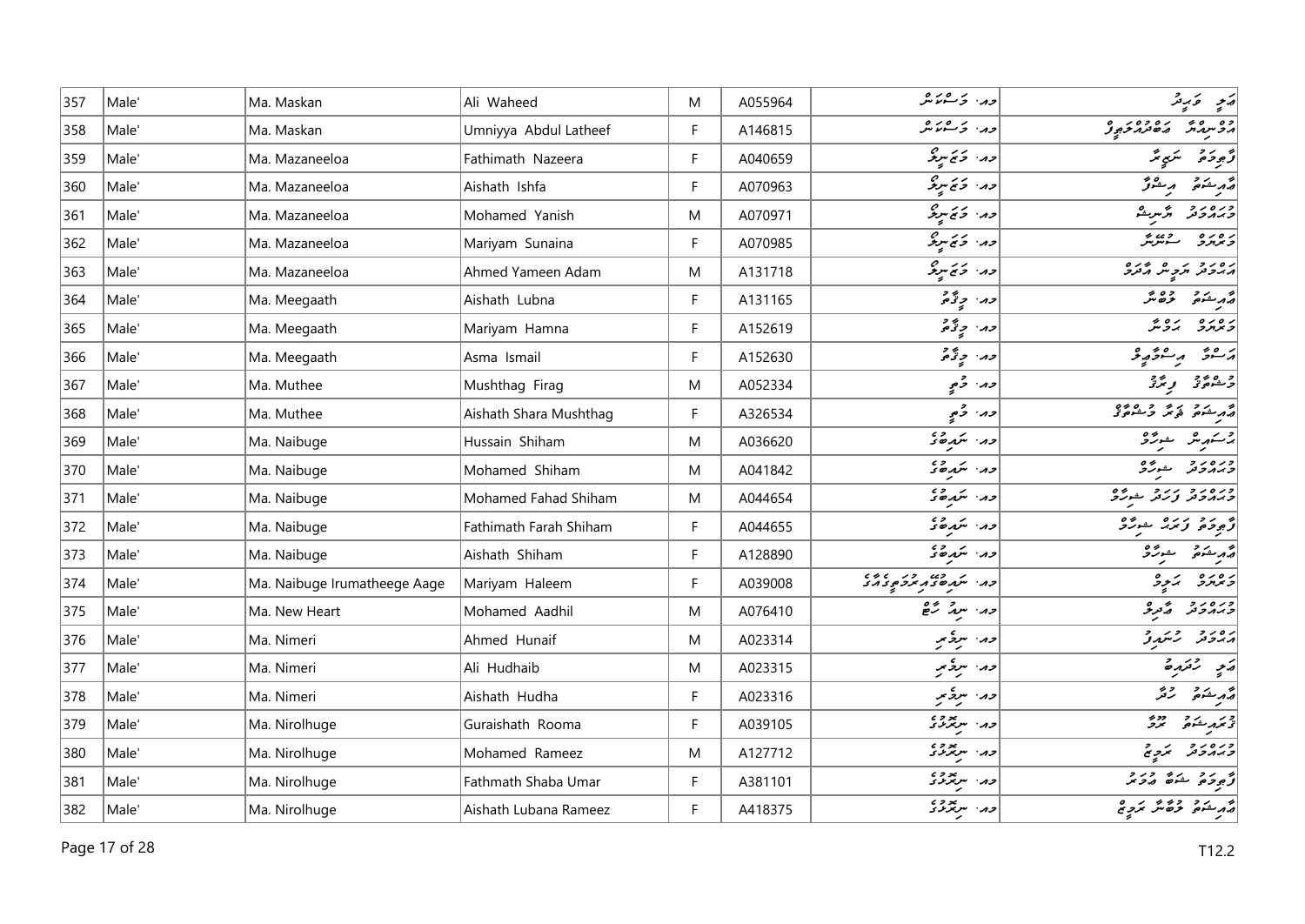| 357 | Male' | Ma. Maskan | Ali Waheed | M | A055964 | މއ. މަސްކަން | އަލީ ވަހީދު |
|---|---|---|---|---|---|---|---|
| 358 | Male' | Ma. Maskan | Umniyya Abdul Latheef | F | A146815 | މއ. މަސްކަން | އުމްނިއްޔާ އަބްދުއްލަޠީފު |
| 359 | Male' | Ma. Mazaneeloa | Fathimath Nazeera | F | A040659 | މއ. މަޒަނީލޯ | ފާތިމަތު ނަޒީރާ |
| 360 | Male' | Ma. Mazaneeloa | Aishath Ishfa | F | A070963 | މއ. މަޒަނީލޯ | އާއިޝަތު އިޝްފާ |
| 361 | Male' | Ma. Mazaneeloa | Mohamed Yanish | M | A070971 | މއ. މަޒަނީލޯ | މުޙައްމަދު ޔާނިޝް |
| 362 | Male' | Ma. Mazaneeloa | Mariyam Sunaina | F | A070985 | މއ. މަޒަނީލޯ | މަރިޔަމް ސުނައިނާ |
| 363 | Male' | Ma. Mazaneeloa | Ahmed Yameen Adam | M | A131718 | މއ. މަޒަނީލޯ | އަޙްމަދު ޔަމީން އާދަމް |
| 364 | Male' | Ma. Meegaath | Aishath Lubna | F | A131165 | މއ. މީގާތު | އާއިޝަތު ލުބްނާ |
| 365 | Male' | Ma. Meegaath | Mariyam Hamna | F | A152619 | މއ. މީގާތު | މަރިޔަމް ހަމްނާ |
| 366 | Male' | Ma. Meegaath | Asma Ismail | F | A152630 | މއ. މީގާތު | އަސްމާ އިސްމާޢީލް |
| 367 | Male' | Ma. Muthee | Mushthag Firag | M | A052334 | މއ. މުތީ | މުޝްތާޤު ފިރާގު |
| 368 | Male' | Ma. Muthee | Aishath Shara Mushthag | F | A326534 | މއ. މުތީ | އާއިޝަތު ޝަރާ މުޝްތާޤު |
| 369 | Male' | Ma. Naibuge | Hussain Shiham | M | A036620 | މއ. ނައިބުގެ | ހުސައިން ޝިހާމް |
| 370 | Male' | Ma. Naibuge | Mohamed Shiham | M | A041842 | މއ. ނައިބުގެ | މުޙައްމަދު ޝިހާމް |
| 371 | Male' | Ma. Naibuge | Mohamed Fahad Shiham | M | A044654 | މއ. ނައިބުގެ | މުޙައްމަދު ފަހަދު ޝިހާމް |
| 372 | Male' | Ma. Naibuge | Fathimath Farah Shiham | F | A044655 | މއ. ނައިބުގެ | ފާތިމަތު ފަރަހް ޝިހާމް |
| 373 | Male' | Ma. Naibuge | Aishath Shiham | F | A128890 | މއ. ނައިބުގެ | އާއިޝަތު ޝިހާމް |
| 374 | Male' | Ma. Naibuge Irumatheege Aage | Mariyam Haleem | F | A039008 | މއ. ނައިބުގެ އިރުމަތީގެ އާގެ | މަރިޔަމް ހަލީމް |
| 375 | Male' | Ma. New Heart | Mohamed Aadhil | M | A076410 | މއ. ނިއު ހާޓް | މުޙައްމަދު އާދިލް |
| 376 | Male' | Ma. Nimeri | Ahmed Hunaif | M | A023314 | މއ. ނިމެރި | އަޙްމަދު ހުނައިފް |
| 377 | Male' | Ma. Nimeri | Ali Hudhaib | M | A023315 | މއ. ނިމެރި | އަލި ހުދައިބް |
| 378 | Male' | Ma. Nimeri | Aishath Hudha | F | A023316 | މއ. ނިމެރި | އާއިޝަތު ހުދާ |
| 379 | Male' | Ma. Nirolhuge | Guraishath Rooma | F | A039105 | މއ. ނިރޮޅުގެ | ގުރައިޝަތު ރޫމާ |
| 380 | Male' | Ma. Nirolhuge | Mohamed Rameez | M | A127712 | މއ. ނިރޮޅުގެ | މުޙައްމަދު ރަމީޒު |
| 381 | Male' | Ma. Nirolhuge | Fathmath Shaba Umar | F | A381101 | މއ. ނިރޮޅުގެ | ފާތިމަތު ޝަބާ އުމަރު |
| 382 | Male' | Ma. Nirolhuge | Aishath Lubana Rameez | F | A418375 | މއ. ނިރޮޅުގެ | އާއިޝަތު ލުބާނާ ރަމީޒު |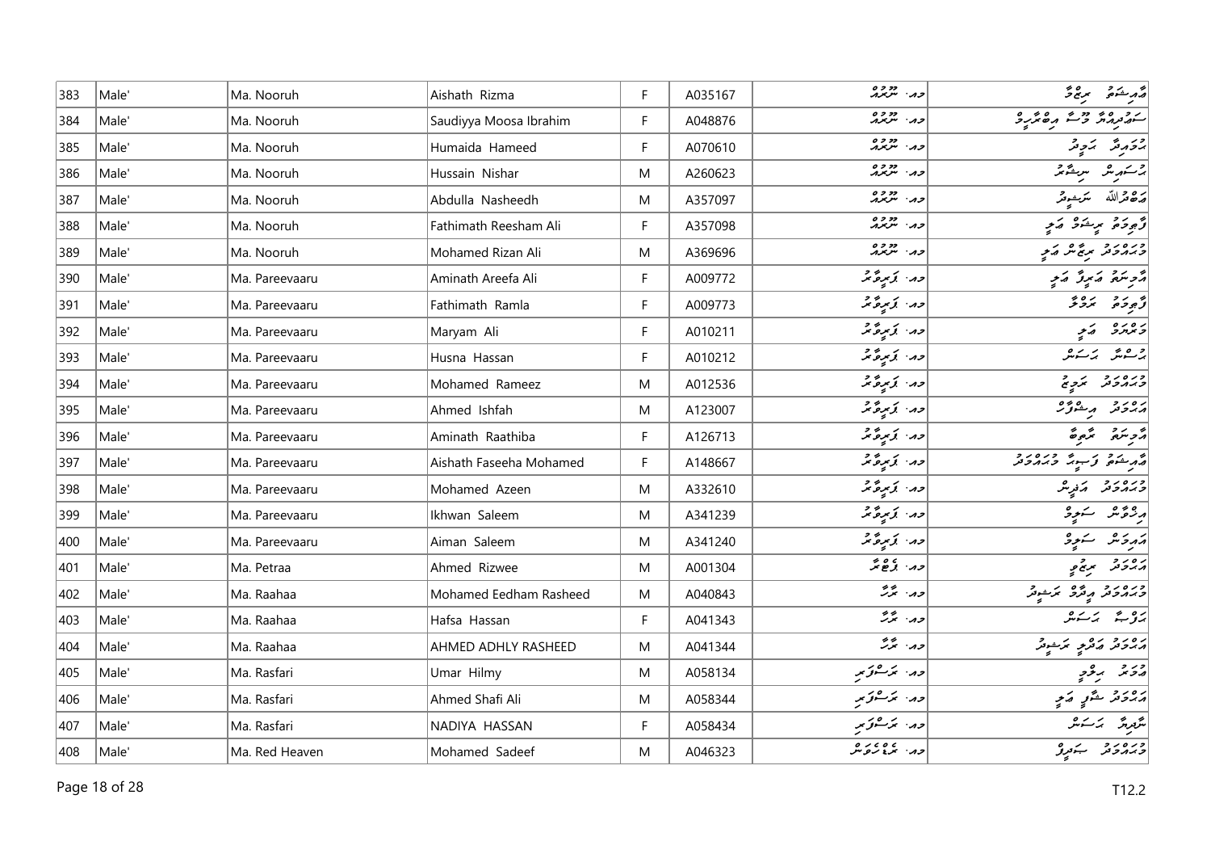| 383 | Male' | Ma. Nooruh | Aishath Rizma | F | A035167 | މއ. ނޫރުހު | އައިޝަތު ރިޒްމާ |
|---|---|---|---|---|---|---|---|
| 384 | Male' | Ma. Nooruh | Saudiyya Moosa Ibrahim | F | A048876 | މއ. ނޫރުހު | ސައުދިއްޔާ މޫސާ އިބްރާހީމް |
| 385 | Male' | Ma. Nooruh | Humaida Hameed | F | A070610 | މއ. ނޫރުހު | ހުމައިދާ ހަމީދު |
| 386 | Male' | Ma. Nooruh | Hussain Nishar | M | A260623 | މއ. ނޫރުހު | ހުސައިން ނިޝާރު |
| 387 | Male' | Ma. Nooruh | Abdulla Nasheedh | M | A357097 | މއ. ނޫރުހު | އަބްދުﷲ ނަޝީދު |
| 388 | Male' | Ma. Nooruh | Fathimath Reesham Ali | F | A357098 | މއ. ނޫރުހު | ފާތިމަތު ރީޝަމް އަލި |
| 389 | Male' | Ma. Nooruh | Mohamed Rizan Ali | M | A369696 | މއ. ނޫރުހު | މުހައްމަދު ރިޒާން އަލި |
| 390 | Male' | Ma. Pareevaaru | Aminath Areefa Ali | F | A009772 | މއ. ޕަރީވާރު | އާމިނަތު އަރީފާ އަލި |
| 391 | Male' | Ma. Pareevaaru | Fathimath Ramla | F | A009773 | މއ. ޕަރީވާރު | ފާތިމަތު ރަމްލާ |
| 392 | Male' | Ma. Pareevaaru | Maryam Ali | F | A010211 | މއ. ޕަރީވާރު | މަރްޔަމް އަލި |
| 393 | Male' | Ma. Pareevaaru | Husna Hassan | F | A010212 | މއ. ޕަރީވާރު | ހުސްނާ ހަސަން |
| 394 | Male' | Ma. Pareevaaru | Mohamed Rameez | M | A012536 | މއ. ޕަރީވާރު | މުހައްމަދު ރަމީޒު |
| 395 | Male' | Ma. Pareevaaru | Ahmed Ishfah | M | A123007 | މއ. ޕަރީވާރު | އަހްމަދު އިޝްފާހް |
| 396 | Male' | Ma. Pareevaaru | Aminath Raathiba | F | A126713 | މއ. ޕަރީވާރު | އާމިނަތު ރާތިބާ |
| 397 | Male' | Ma. Pareevaaru | Aishath Faseeha Mohamed | F | A148667 | މއ. ޕަރީވާރު | އައިޝަތު ފަސީހާ މުހައްމަދު |
| 398 | Male' | Ma. Pareevaaru | Mohamed Azeen | M | A332610 | މއ. ޕަރީވާރު | މުހައްމަދު އަޒީން |
| 399 | Male' | Ma. Pareevaaru | Ikhwan Saleem | M | A341239 | މއ. ޕަރީވާރު | އިޚްވާން ސަލީމް |
| 400 | Male' | Ma. Pareevaaru | Aiman Saleem | M | A341240 | މއ. ޕަރީވާރު | އައިމަން ސަލީމް |
| 401 | Male' | Ma. Petraa | Ahmed Rizwee | M | A001304 | މއ. ޕެޓްރާ | އަހްމަދު ރިޒްވީ |
| 402 | Male' | Ma. Raahaa | Mohamed Eedham Rasheed | M | A040843 | މއ. ރާހާ | މުހައްމަދު އީދަމް ރަޝީދު |
| 403 | Male' | Ma. Raahaa | Hafsa Hassan | F | A041343 | މއ. ރާހާ | ހަފްސާ ހަސަން |
| 404 | Male' | Ma. Raahaa | AHMED ADHLY RASHEED | M | A041344 | މއ. ރާހާ | އަހްމަދު އަދްލީ ރަޝީދު |
| 405 | Male' | Ma. Rasfari | Umar Hilmy | M | A058134 | މއ. ރަސްފަރި | އުމަރު ހިލްމީ |
| 406 | Male' | Ma. Rasfari | Ahmed Shafi Ali | M | A058344 | މއ. ރަސްފަރި | އަހްމަދު ޝާފީ އަލި |
| 407 | Male' | Ma. Rasfari | NADIYA HASSAN | F | A058434 | މއ. ރަސްފަރި | ނާދިޔާ ހަސަން |
| 408 | Male' | Ma. Red Heaven | Mohamed Sadeef | M | A046323 | މއ. ރެޑްހެވަން | މުހައްމަދު ސަދީފު |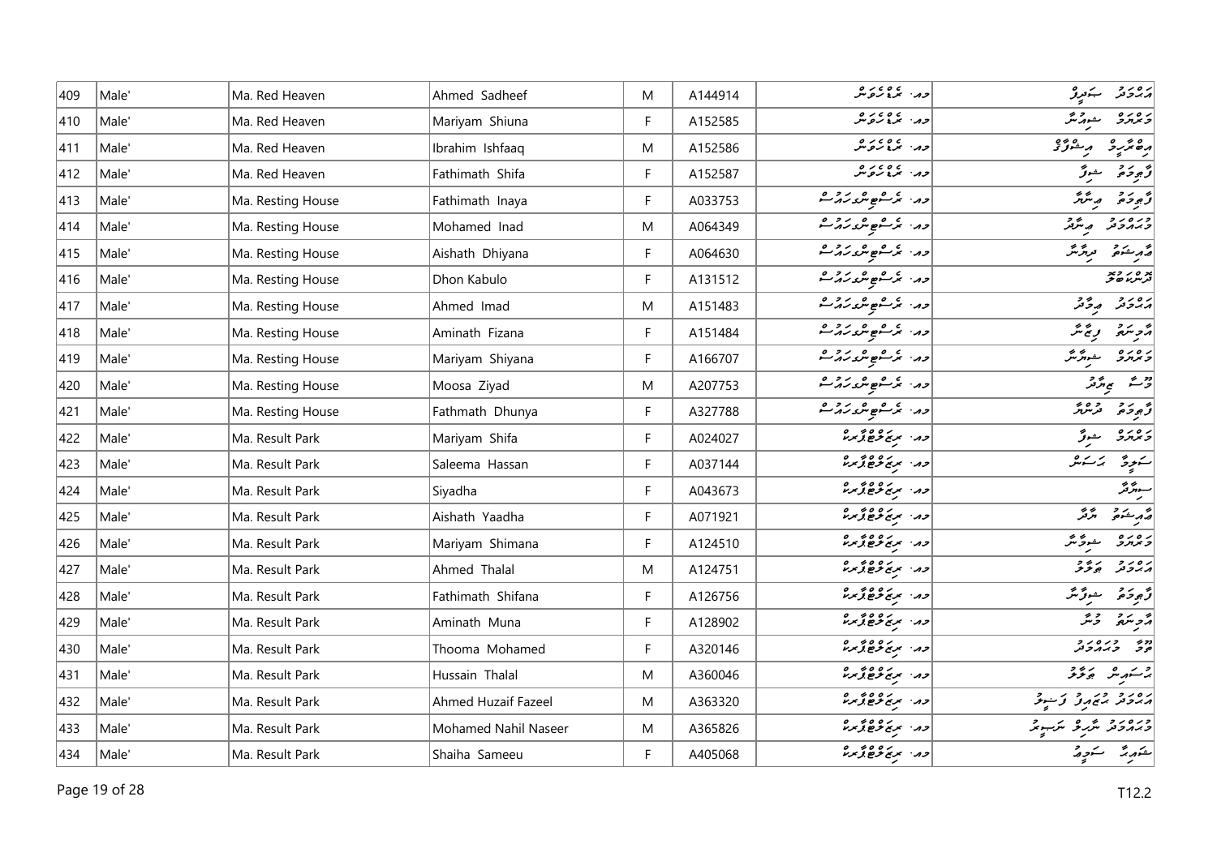| 409 | Male' | Ma. Red Heaven | Ahmed Sadheef | M | A144914 | މއ. ރެޑްހެވަން | އަޙްމަދު ސަދީފް |
|---|---|---|---|---|---|---|---|
| 410 | Male' | Ma. Red Heaven | Mariyam Shiuna | F | A152585 | މއ. ރެޑްހެވަން | މަރިޔަމް ޝިއުނާ |
| 411 | Male' | Ma. Red Heaven | Ibrahim Ishfaaq | M | A152586 | މއ. ރެޑްހެވަން | އިބްރާހީމް އިޝްފާގު |
| 412 | Male' | Ma. Red Heaven | Fathimath Shifa | F | A152587 | މއ. ރެޑްހެވަން | ފާތިމަތު ޝިފާ |
| 413 | Male' | Ma. Resting House | Fathimath Inaya | F | A033753 | މއ. ރެސްޓިންގހައުސް | ފާތިމަތު އިނާޔާ |
| 414 | Male' | Ma. Resting House | Mohamed Inad | M | A064349 | މއ. ރެސްޓިންގހައުސް | މުޙައްމަދު އިނާދު |
| 415 | Male' | Ma. Resting House | Aishath Dhiyana | F | A064630 | މއ. ރެސްޓިންގހައުސް | އާއިޝަތު ދިޔާނާ |
| 416 | Male' | Ma. Resting House | Dhon Kabulo | F | A131512 | މއ. ރެސްޓިންގހައުސް | ދޮންކަބުލޯ |
| 417 | Male' | Ma. Resting House | Ahmed Imad | M | A151483 | މއ. ރެސްޓިންގހައުސް | އަޙްމަދު އިމާދު |
| 418 | Male' | Ma. Resting House | Aminath Fizana | F | A151484 | މއ. ރެސްޓިންގހައުސް | އާމިނަތު ފިޒާނާ |
| 419 | Male' | Ma. Resting House | Mariyam Shiyana | F | A166707 | މއ. ރެސްޓިންގހައުސް | މަރިޔަމް ޝިޔާނާ |
| 420 | Male' | Ma. Resting House | Moosa Ziyad | M | A207753 | މއ. ރެސްޓިންގހައުސް | މޫސާ ޒިޔާދު |
| 421 | Male' | Ma. Resting House | Fathmath Dhunya | F | A327788 | މއ. ރެސްޓިންގހައުސް | ފާތިމަތު ދުންޔާ |
| 422 | Male' | Ma. Result Park | Mariyam Shifa | F | A024027 | މއ. ރިޒަލްޓްޕާރކް | މަރިޔަމް ޝިފާ |
| 423 | Male' | Ma. Result Park | Saleema Hassan | F | A037144 | މއ. ރިޒަލްޓްޕާރކް | ސަލީމާ ހަސަން |
| 424 | Male' | Ma. Result Park | Siyadha | F | A043673 | މއ. ރިޒަލްޓްޕާރކް | ސިޔާދާ |
| 425 | Male' | Ma. Result Park | Aishath Yaadha | F | A071921 | މއ. ރިޒަލްޓްޕާރކް | އާއިޝަތު ޔާދާ |
| 426 | Male' | Ma. Result Park | Mariyam Shimana | F | A124510 | މއ. ރިޒަލްޓްޕާރކް | މަރިޔަމް ޝިމާނާ |
| 427 | Male' | Ma. Result Park | Ahmed Thalal | M | A124751 | މއ. ރިޒަލްޓްޕާރކް | އަޙްމަދު ޠަލާލް |
| 428 | Male' | Ma. Result Park | Fathimath Shifana | F | A126756 | މއ. ރިޒަލްޓްޕާރކް | ފާތިމަތު ޝިފާނާ |
| 429 | Male' | Ma. Result Park | Aminath Muna | F | A128902 | މއ. ރިޒަލްޓްޕާރކް | އާމިނަތު މުނާ |
| 430 | Male' | Ma. Result Park | Thooma Mohamed | F | A320146 | މއ. ރިޒަލްޓްޕާރކް | ތޫމާ މުޙައްމަދު |
| 431 | Male' | Ma. Result Park | Hussain Thalal | M | A360046 | މއ. ރިޒަލްޓްޕާރކް | ހުސައިން ޠަލާލް |
| 432 | Male' | Ma. Result Park | Ahmed Huzaif Fazeel | M | A363320 | މއ. ރިޒަލްޓްޕާރކް | އަޙްމަދު ހުޒައިފް ފަޟީލް |
| 433 | Male' | Ma. Result Park | Mohamed Nahil Naseer | M | A365826 | މއ. ރިޒަލްޓްޕާރކް | މުޙައްމަދު ނާހިލް ނަސީރު |
| 434 | Male' | Ma. Result Park | Shaiha Sameeu | F | A405068 | މއ. ރިޒަލްޓްޕާރކް | ޝައިހާ ސަމީޢު |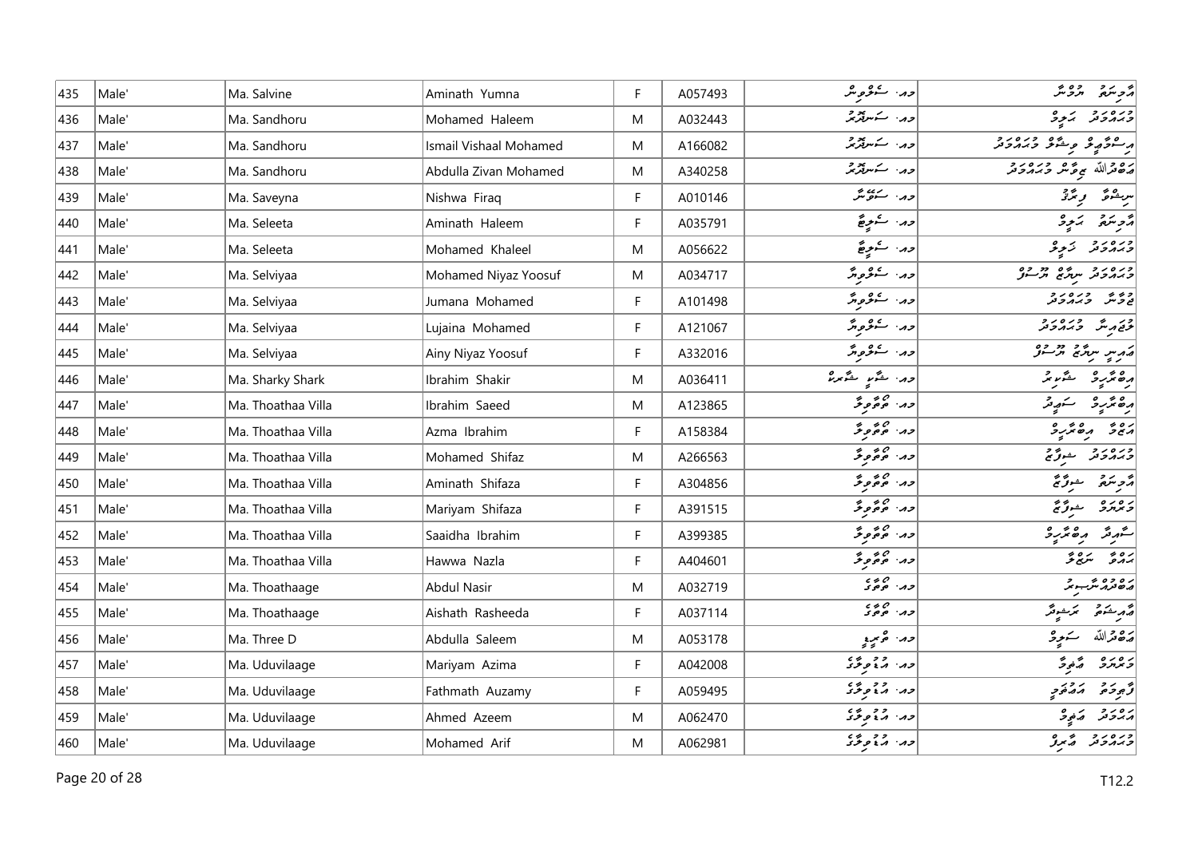| 435 | Male' | Ma. Salvine | Aminath Yumna | F | A057493 | މއ. ސަލްވިން | އާމިނަތު ޔުމްނާ |
|---|---|---|---|---|---|---|---|
| 436 | Male' | Ma. Sandhoru | Mohamed Haleem | M | A032443 | މއ. ސަންދޯރު | މުހައްމަދު ހަލީމް |
| 437 | Male' | Ma. Sandhoru | Ismail Vishaal Mohamed | M | A166082 | މއ. ސަންދޯރު | އިސްމާޢީލް ވިޝާލް މުހައްމަދު |
| 438 | Male' | Ma. Sandhoru | Abdulla Zivan Mohamed | M | A340258 | މއ. ސަންދޯރު | އަބްދުﷲ ޒިވާން މުހައްމަދު |
| 439 | Male' | Ma. Saveyna | Nishwa Firaq | F | A010146 | މއ. ސަވޭނާ | ނިޝްވާ ފިރާޤު |
| 440 | Male' | Ma. Seleeta | Aminath Haleem | F | A035791 | މއ. ސެލީޓާ | އާމިނަތު ހަލީމް |
| 441 | Male' | Ma. Seleeta | Mohamed Khaleel | M | A056622 | މއ. ސެލީޓާ | މުހައްމަދު ޚަލީލް |
| 442 | Male' | Ma. Selviyaa | Mohamed Niyaz Yoosuf | M | A034717 | މއ. ސެލްވިޔާ | މުހައްމަދު ނިޔާޒް ޔޫސުފް |
| 443 | Male' | Ma. Selviyaa | Jumana Mohamed | F | A101498 | މއ. ސެލްވިޔާ | ޖުމާނާ މުހައްމަދު |
| 444 | Male' | Ma. Selviyaa | Lujaina Mohamed | F | A121067 | މއ. ސެލްވިޔާ | ލުޖައިނާ މުހައްމަދު |
| 445 | Male' | Ma. Selviyaa | Ainy Niyaz Yoosuf | F | A332016 | މއ. ސެލްވިޔާ | އައިނީ ނިޔާޒް ޔޫސުފް |
| 446 | Male' | Ma. Sharky Shark | Ibrahim Shakir | M | A036411 | މއ. ޝާކީ ޝާކް | އިބްރާހީމް ޝާކިރު |
| 447 | Male' | Ma. Thoathaa Villa | Ibrahim Saeed | M | A123865 | މއ. ތޯތާވިލާ | އިބްރާހީމް ސައީދު |
| 448 | Male' | Ma. Thoathaa Villa | Azma Ibrahim | F | A158384 | މއ. ތޯތާވިލާ | އަޒްމާ އިބްރާހީމް |
| 449 | Male' | Ma. Thoathaa Villa | Mohamed Shifaz | M | A266563 | މއ. ތޯތާވިލާ | މުހައްމަދު ޝިފާޒް |
| 450 | Male' | Ma. Thoathaa Villa | Aminath Shifaza | F | A304856 | މއ. ތޯތާވިލާ | އާމިނަތު ޝިފާޒާ |
| 451 | Male' | Ma. Thoathaa Villa | Mariyam Shifaza | F | A391515 | މއ. ތޯތާވިލާ | މަރިޔަމް ޝިފާޒާ |
| 452 | Male' | Ma. Thoathaa Villa | Saaidha Ibrahim | F | A399385 | މއ. ތޯތާވިލާ | ސާއިދާ އިބްރާހީމް |
| 453 | Male' | Ma. Thoathaa Villa | Hawwa Nazla | F | A404601 | މއ. ތޯތާވިލާ | ހައްވާ ނަޒްލާ |
| 454 | Male' | Ma. Thoathaage | Abdul Nasir | M | A032719 | މއ. ތޯތާގެ | އަބްދުއްނާސިރު |
| 455 | Male' | Ma. Thoathaage | Aishath Rasheeda | F | A037114 | މއ. ތޯތާގެ | އާއިޝަތު ރަޝީދާ |
| 456 | Male' | Ma. Three D | Abdulla Saleem | M | A053178 | މއ. ތްރީޑީ | އަބްދުﷲ ސަލީމް |
| 457 | Male' | Ma. Uduvilaage | Mariyam Azima | F | A042008 | މއ. އުދުވިލާގެ | މަރިޔަމް އާޒިމާ |
| 458 | Male' | Ma. Uduvilaage | Fathmath Auzamy | F | A059495 | މއ. އުދުވިލާގެ | ފާތިމަތު އައުޒަމީ |
| 459 | Male' | Ma. Uduvilaage | Ahmed Azeem | M | A062470 | މއ. އުދުވިލާގެ | އަހްމަދު އަޒީމް |
| 460 | Male' | Ma. Uduvilaage | Mohamed Arif | M | A062981 | މއ. އުދުވިލާގެ | މުހައްމަދު އާރިފް |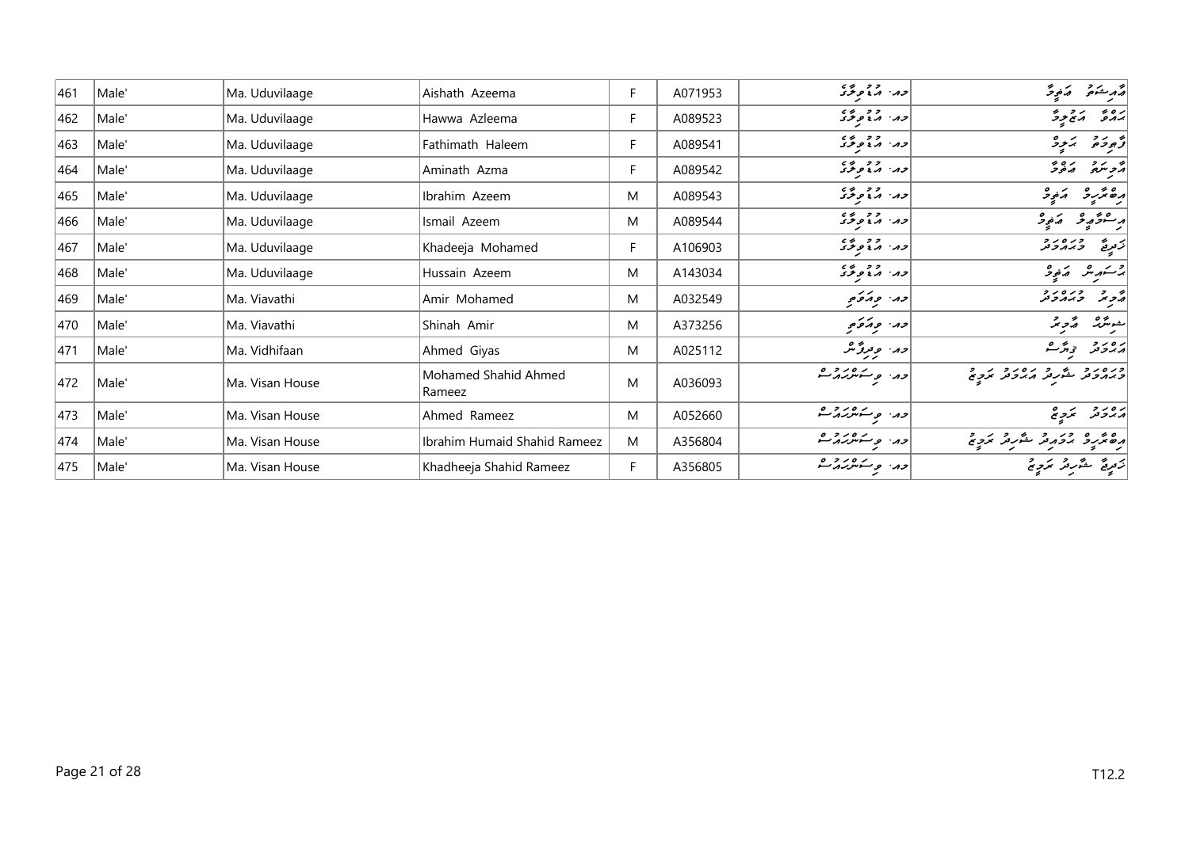| 461 | Male' | Ma. Uduvilaage | Aishath Azeema | F | A071953 | މއ. އުޑުވިލާގެ | އާއިޝަތު އަޒީމާ |
|---|---|---|---|---|---|---|---|
| 462 | Male' | Ma. Uduvilaage | Hawwa Azleema | F | A089523 | މއ. އުޑުވިލާގެ | ހައްވާ އަޒްލީމާ |
| 463 | Male' | Ma. Uduvilaage | Fathimath Haleem | F | A089541 | މއ. އުޑުވިލާގެ | ފާތިމަތު ހަލީމް |
| 464 | Male' | Ma. Uduvilaage | Aminath Azma | F | A089542 | މއ. އުޑުވިލާގެ | އާމިނަތު އަޒްމާ |
| 465 | Male' | Ma. Uduvilaage | Ibrahim Azeem | M | A089543 | މއ. އުޑުވިލާގެ | އިބްރާހީމް އަޒީމް |
| 466 | Male' | Ma. Uduvilaage | Ismail Azeem | M | A089544 | މއ. އުޑުވިލާގެ | އިސްމާއީލް އަޒީމް |
| 467 | Male' | Ma. Uduvilaage | Khadeeja Mohamed | F | A106903 | މއ. އުޑުވިލާގެ | ޚަދީޖާ މުޙައްމަދު |
| 468 | Male' | Ma. Uduvilaage | Hussain Azeem | M | A143034 | މއ. އުޑުވިލާގެ | ހުސައިން އަޒީމް |
| 469 | Male' | Ma. Viavathi | Amir Mohamed | M | A032549 | މއ. ވިއަވަތި | އާމިރު މުޙައްމަދު |
| 470 | Male' | Ma. Viavathi | Shinah Amir | M | A373256 | މއ. ވިއަވަތި | ޝިނާހް އާމިރު |
| 471 | Male' | Ma. Vidhifaan | Ahmed Giyas | M | A025112 | މއ. ވިދިފާން | އަޙްމަދު ގިޔާސް |
| 472 | Male' | Ma. Visan House | Mohamed Shahid Ahmed Rameez | M | A036093 | މއ. ވިސަންހައުސް | މުޙައްމަދު ޝާހިދު އަޙްމަދު ރަމީޒް |
| 473 | Male' | Ma. Visan House | Ahmed Rameez | M | A052660 | މއ. ވިސަންހައުސް | އަޙްމަދު ރަމީޒް |
| 474 | Male' | Ma. Visan House | Ibrahim Humaid Shahid Rameez | M | A356804 | މއ. ވިސަންހައުސް | އިބްރާހީމް ހުމައިދު ޝާހިދު ރަމީޒް |
| 475 | Male' | Ma. Visan House | Khadheeja Shahid Rameez | F | A356805 | މއ. ވިސަންހައުސް | ޚަދީޖާ ޝާހިދު ރަމީޒް |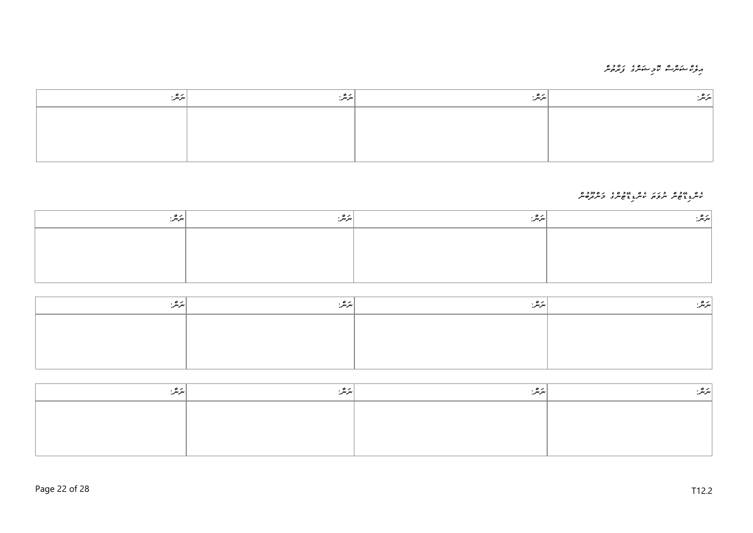# އިވެންޓަށްދާ ކޯޑިނޭޓަރ ފަރާތް

| ނަން: | ނަން: | ނަން: | ނަން: |
| --- | --- | --- | --- |
| | | | |

# ކުންފުނީގެ ނުވަތަ ކުންފުނީގެ މަސްދަރުން

| ނަން: | ނަން: | ނަން: | ނަން: |
| --- | --- | --- | --- |
| | | | |

| ނަން: | ނަން: | ނަން: | ނަން: |
| --- | --- | --- | --- |
| | | | |

| ނަން: | ނަން: | ނަން: | ނަން: |
| --- | --- | --- | --- |
| | | | |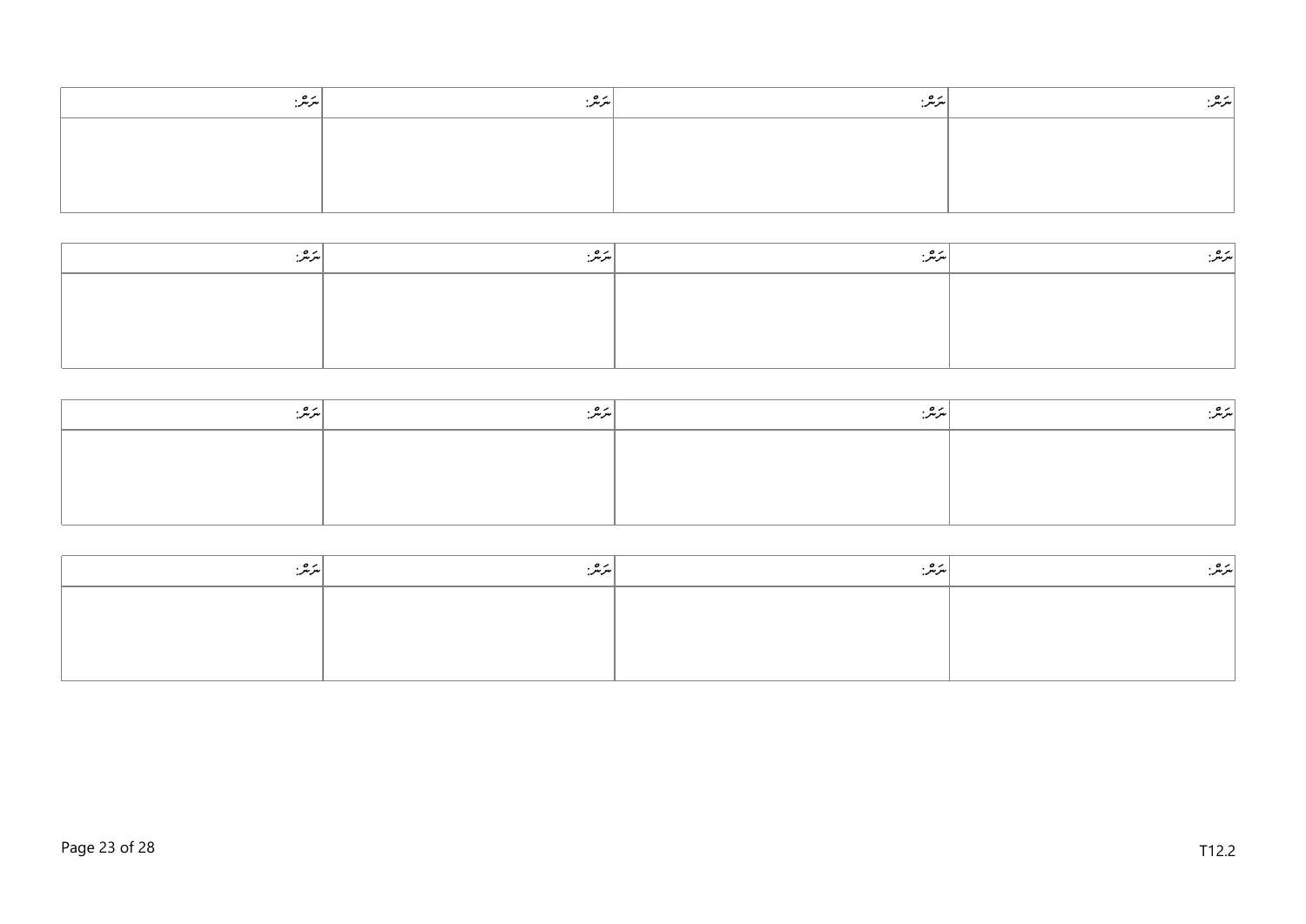| ޝަރުޠު: | ޝަރުޠު: | ޝަރުޠު: | ޝަރުޠު: |
| --- | --- | --- | --- |
| | | | |

| ޝަރުޠު: | ޝަރުޠު: | ޝަރުޠު: | ޝަރުޠު: |
| --- | --- | --- | --- |
| | | | |

| ޝަރުޠު: | ޝަރުޠު: | ޝަރުޠު: | ޝަރުޠު: |
| --- | --- | --- | --- |
| | | | |

| ޝަރުޠު: | ޝަރުޠު: | ޝަރުޠު: | ޝަރުޠު: |
| --- | --- | --- | --- |
| | | | |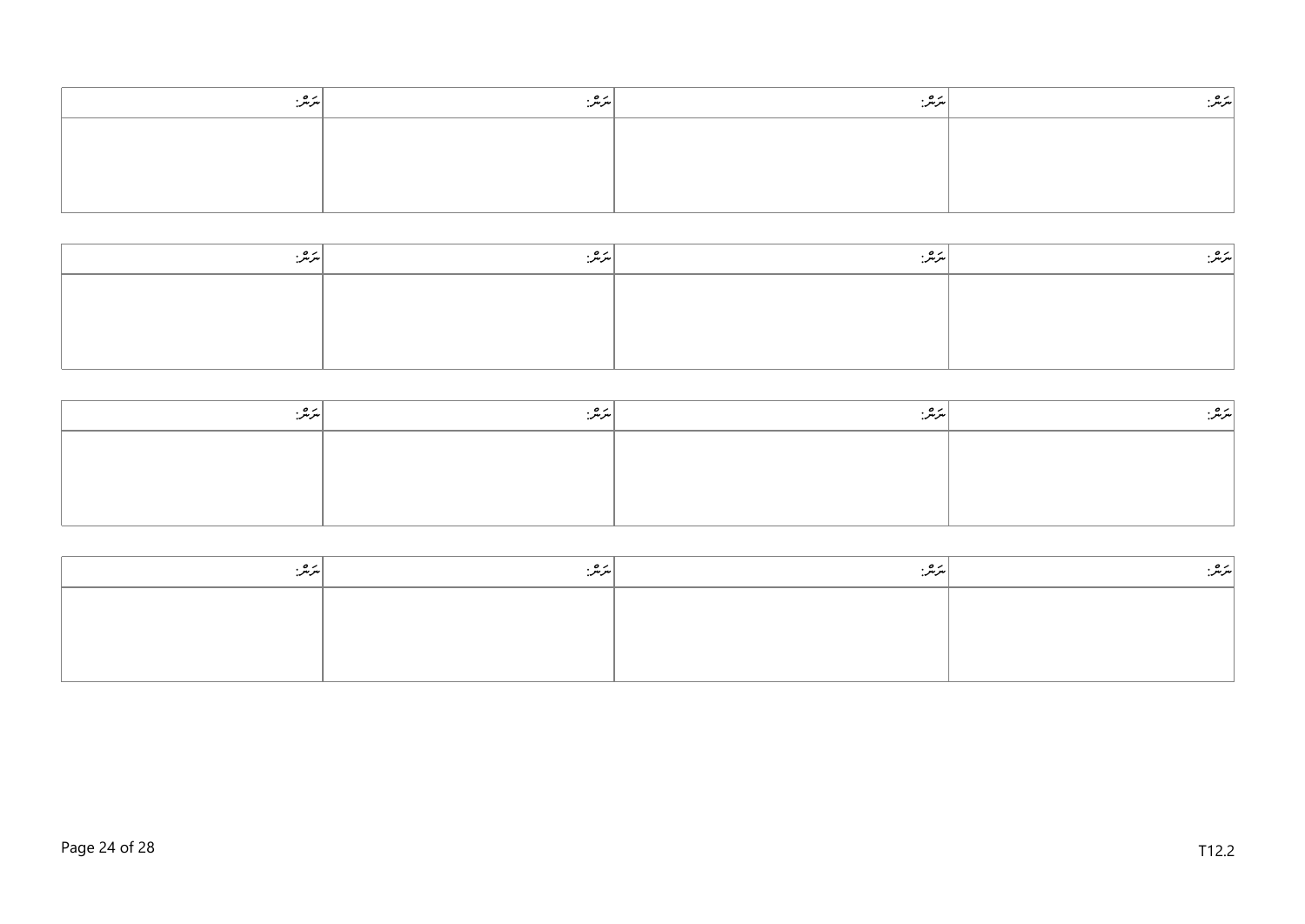| ނަރަތް: | ނަރަތް: | ނަރަތް: | ނަރަތް: |
| --- | --- | --- | --- |
| | | | |

| ނަރަތް: | ނަރަތް: | ނަރަތް: | ނަރަތް: |
| --- | --- | --- | --- |
| | | | |

| ނަރަތް: | ނަރަތް: | ނަރަތް: | ނަރަތް: |
| --- | --- | --- | --- |
| | | | |

| ނަރަތް: | ނަރަތް: | ނަރަތް: | ނަރަތް: |
| --- | --- | --- | --- |
| | | | |

T12.2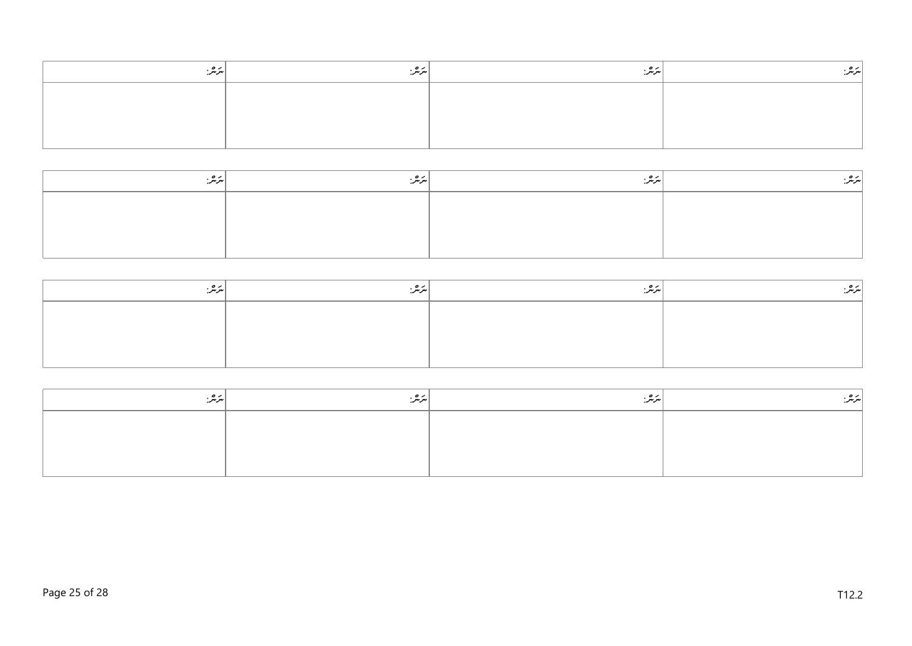| ނަަށް: | ނަަށް: | ނަަށް: | ނަަށް: |
| --- | --- | --- | --- |
| | | | |

| ނަަށް: | ނަަށް: | ނަަށް: | ނަަށް: |
| --- | --- | --- | --- |
| | | | |

| ނަަށް: | ނަަށް: | ނަަށް: | ނަަށް: |
| --- | --- | --- | --- |
| | | | |

| ނަަށް: | ނަަށް: | ނަަށް: | ނަަށް: |
| --- | --- | --- | --- |
| | | | |

T12.2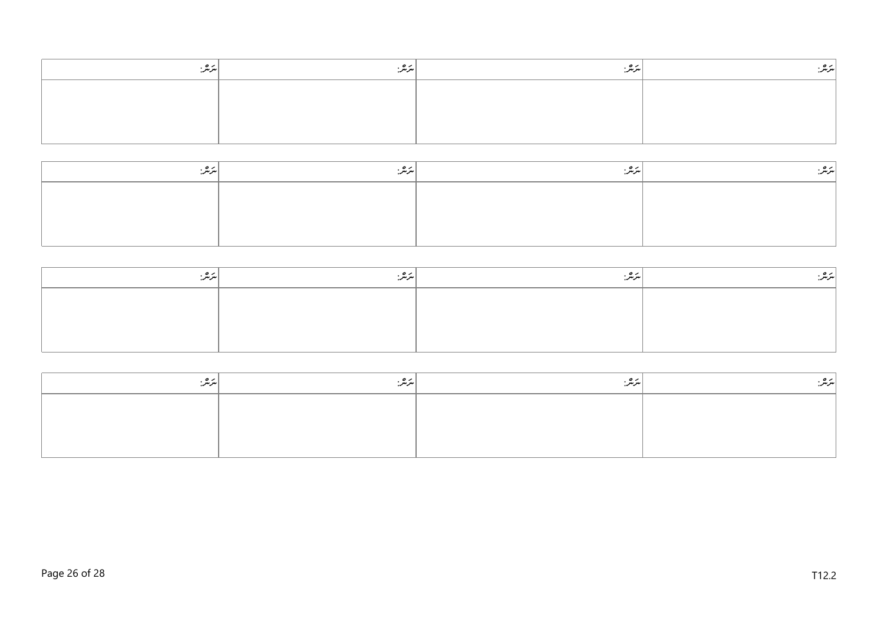| ނަރަށް: | ނަރަށް: | ނަރަށް: | ނަރަށް: |
| --- | --- | --- | --- |
| | | | |

| ނަރަށް: | ނަރަށް: | ނަރަށް: | ނަރަށް: |
| --- | --- | --- | --- |
| | | | |

| ނަރަށް: | ނަރަށް: | ނަރަށް: | ނަރަށް: |
| --- | --- | --- | --- |
| | | | |

| ނަރަށް: | ނަރަށް: | ނަރަށް: | ނަރަށް: |
| --- | --- | --- | --- |
| | | | |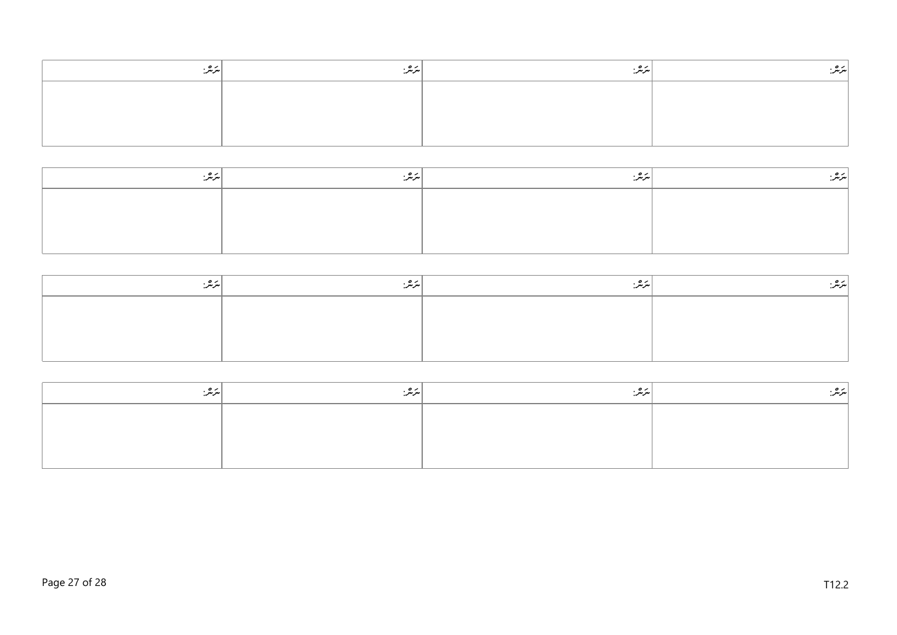| ނަރުދ: | ނަރުދ: | ނަރުދ: | ނަރުދ: |
| --- | --- | --- | --- |
| | | | |

| ނަރުދ: | ނަރުދ: | ނަރުދ: | ނަރުދ: |
| --- | --- | --- | --- |
| | | | |

| ނަރުދ: | ނަރުދ: | ނަރުދ: | ނަރުދ: |
| --- | --- | --- | --- |
| | | | |

| ނަރުދ: | ނަރުދ: | ނަރުދ: | ނަރުދ: |
| --- | --- | --- | --- |
| | | | |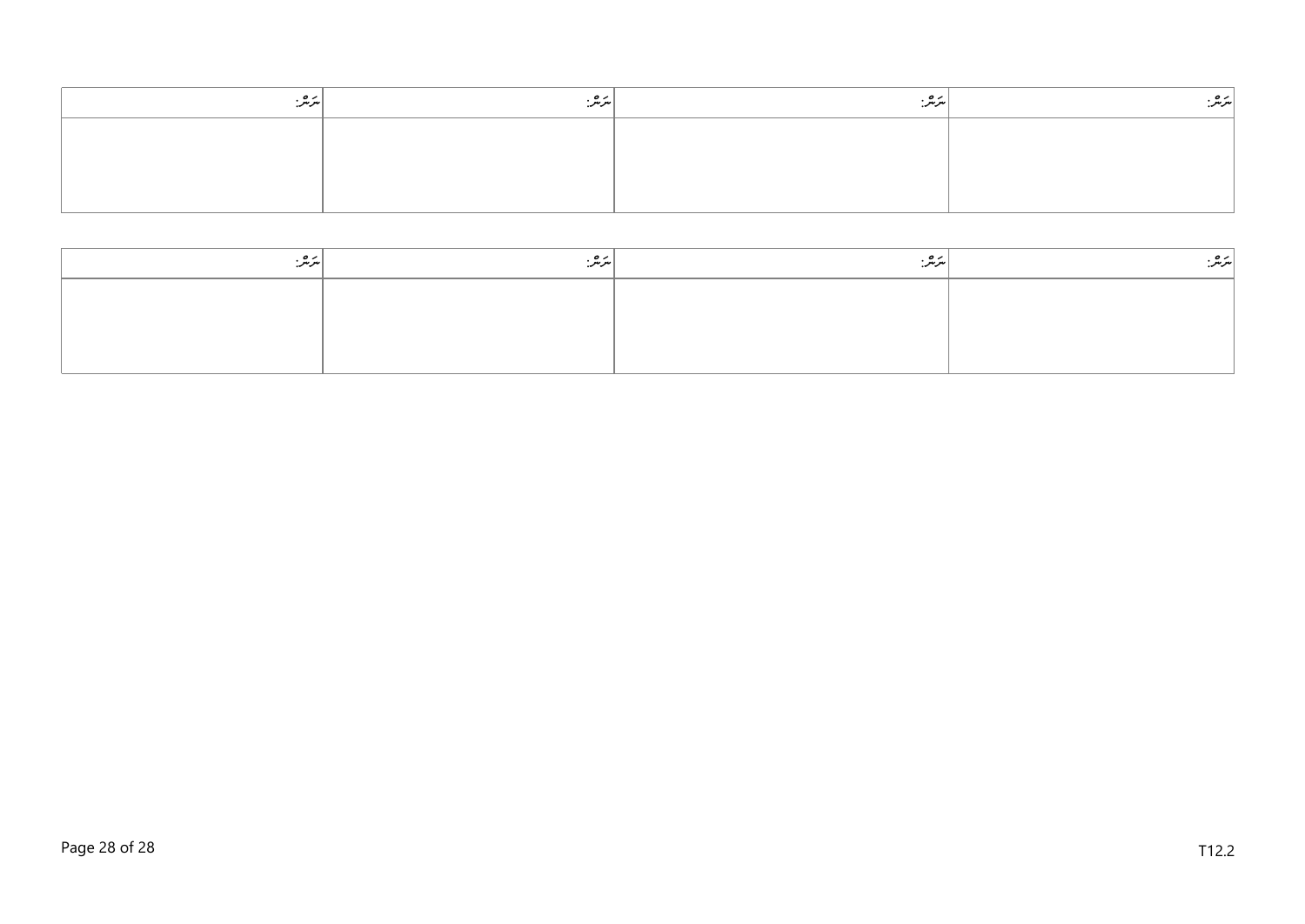| ނަރަދ: | ނަރަދ: | ނަރަދ: | ނަރަދ: |
| --- | --- | --- | --- |
| | | | |

| ނަރަދ: | ނަރަދ: | ނަރަދ: | ނަރަދ: |
| --- | --- | --- | --- |
| | | | |